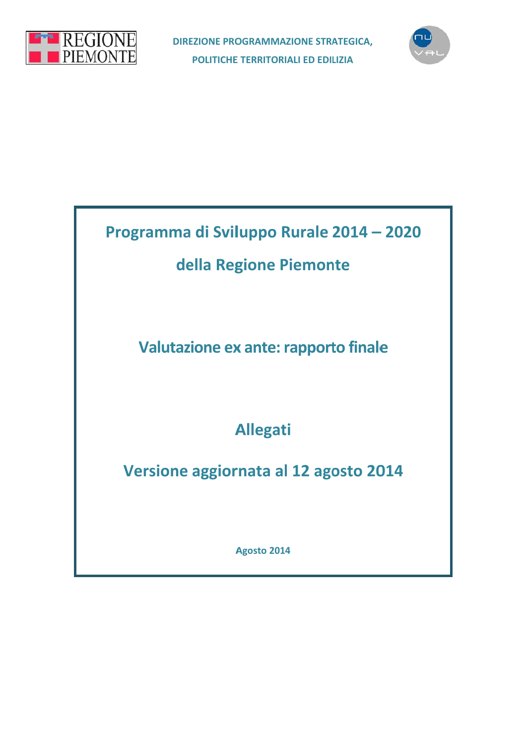REGIONE PIEMONTE

DIREZIONE PROGRAMMAZIONE STRATEGICA, POLITICHE TERRITORIALI ED EDILIZIA

# Programma di Sviluppo Rurale 2014 – 2020

# della Regione Piemonte

## Valutazione ex ante: rapporto finale

## Allegati

## Versione aggiornata al 12 agosto 2014

**Agosto 2014**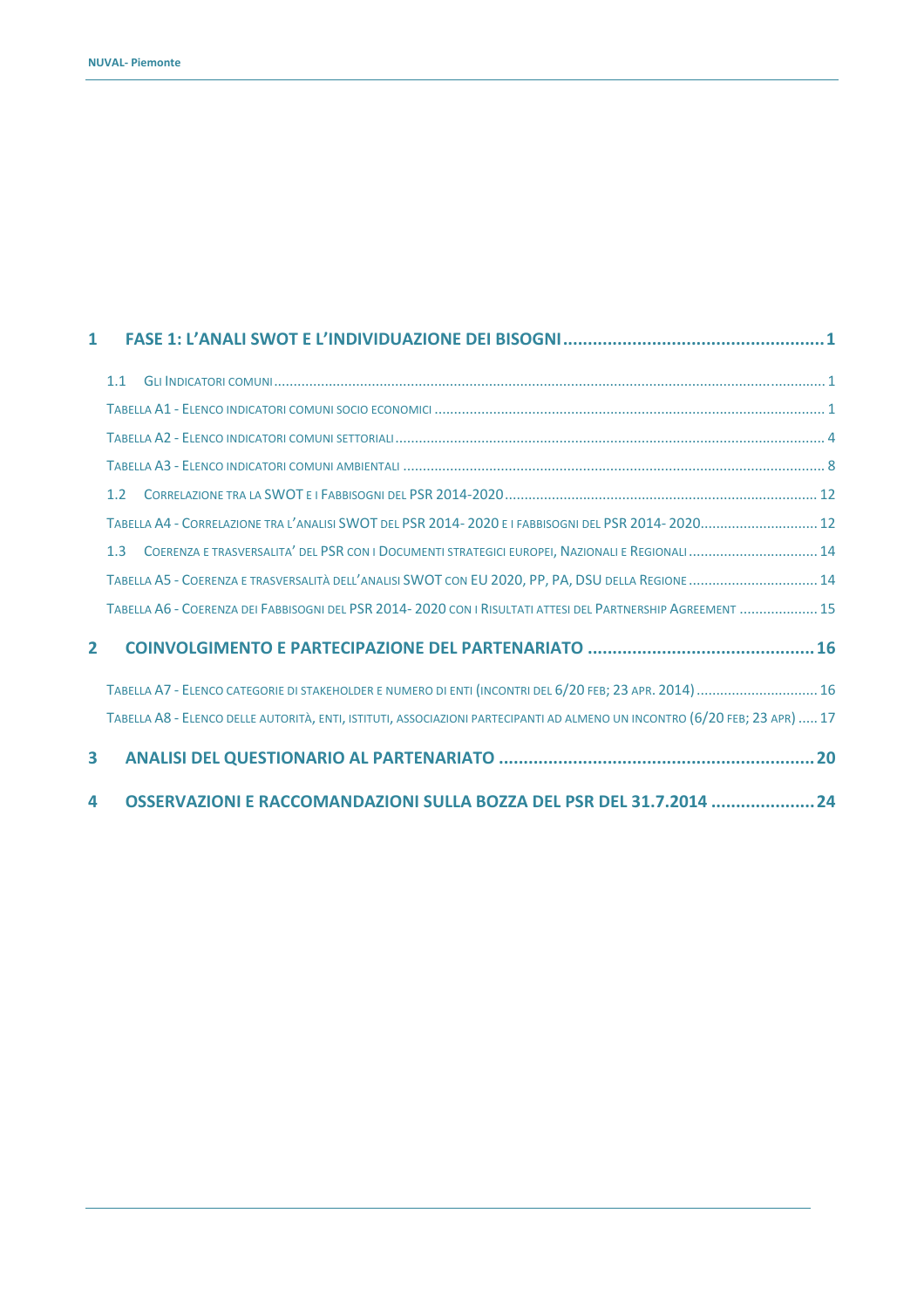1 FASE 1: L'ANALI SWOT E L'INDIVIDUAZIONE DEI BISOGNI ..................................................... 1

1.1 GLI INDICATORI COMUNI ........................................................................................................................................ 1

TABELLA A1 - ELENCO INDICATORI COMUNI SOCIO ECONOMICI .................................................................................................. 1

TABELLA A2 - ELENCO INDICATORI COMUNI SETTORIALI ................................................................................................................ 4

TABELLA A3 - ELENCO INDICATORI COMUNI AMBIENTALI ............................................................................................................... 8

1.2 CORRELAZIONE TRA LA SWOT E I FABBISOGNI DEL PSR 2014-2020 ............................................................................ 12

TABELLA A4 - CORRELAZIONE TRA L'ANALISI SWOT DEL PSR 2014- 2020 E I FABBISOGNI DEL PSR 2014- 2020 ............................. 12

1.3 COERENZA E TRASVERSALITA' DEL PSR CON I DOCUMENTI STRATEGICI EUROPEI, NAZIONALI E REGIONALI ................................ 14

TABELLA A5 - COERENZA E TRASVERSALITÀ DELL'ANALISI SWOT CON EU 2020, PP, PA, DSU DELLA REGIONE ................................ 14

TABELLA A6 - COERENZA DEI FABBISOGNI DEL PSR 2014- 2020 CON I RISULTATI ATTESI DEL PARTNERSHIP AGREEMENT .................... 15

2 COINVOLGIMENTO E PARTECIPAZIONE DEL PARTENARIATO ............................................. 16

TABELLA A7 - ELENCO CATEGORIE DI STAKEHOLDER E NUMERO DI ENTI (INCONTRI DEL 6/20 FEB; 23 APR. 2014) ............................... 16

TABELLA A8 - ELENCO DELLE AUTORITÀ, ENTI, ISTITUTI, ASSOCIAZIONI PARTECIPANTI AD ALMENO UN INCONTRO (6/20 FEB; 23 APR) ..... 17

3 ANALISI DEL QUESTIONARIO AL PARTENARIATO ................................................................ 20

4 OSSERVAZIONI E RACCOMANDAZIONI SULLA BOZZA DEL PSR DEL 31.7.2014 ..................... 24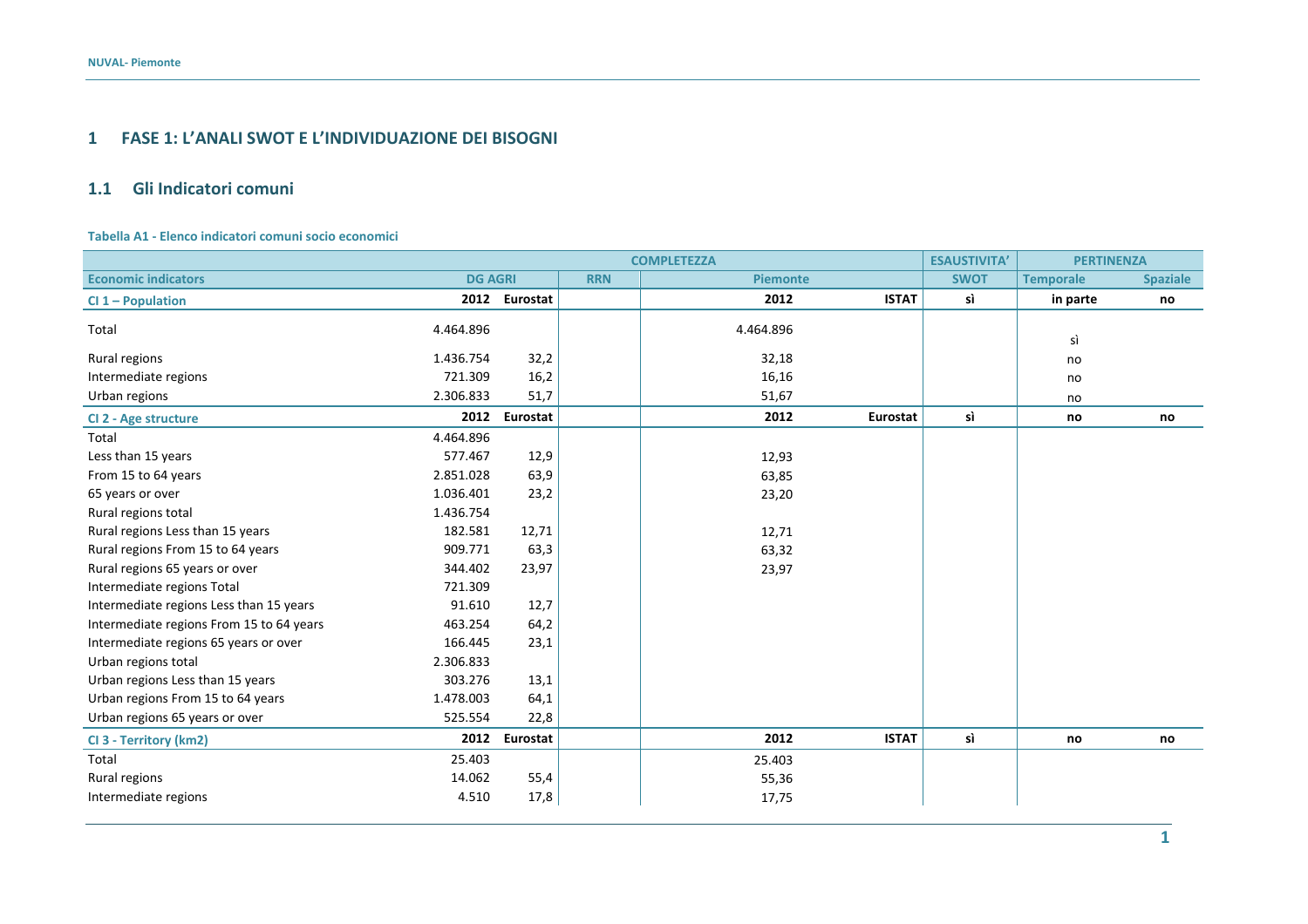# 1 FASE 1: L'ANALI SWOT E L'INDIVIDUAZIONE DEI BISOGNI

## 1.1 Gli Indicatori comuni

**Tabella A1 - Elenco indicatori comuni socio economici**

| | COMPLETEZZA | | | | | ESAUSTIVITA' | PERTINENZA | |
|---|---|---|---|---|---|---|---|---|
| **Economic indicators** | **DG AGRI** | | **RRN** | **Piemonte** | | **SWOT** | **Temporale** | **Spaziale** |
| **CI 1 – Population** | **2012** | **Eurostat** | | **2012** | **ISTAT** | **sì** | **in parte** | **no** |
| Total | 4.464.896 | | | 4.464.896 | | | sì | |
| Rural regions | 1.436.754 | 32,2 | | 32,18 | | | no | |
| Intermediate regions | 721.309 | 16,2 | | 16,16 | | | no | |
| Urban regions | 2.306.833 | 51,7 | | 51,67 | | | no | |
| **CI 2 - Age structure** | **2012** | **Eurostat** | | **2012** | **Eurostat** | **sì** | **no** | **no** |
| Total | 4.464.896 | | | | | | | |
| Less than 15 years | 577.467 | 12,9 | | 12,93 | | | | |
| From 15 to 64 years | 2.851.028 | 63,9 | | 63,85 | | | | |
| 65 years or over | 1.036.401 | 23,2 | | 23,20 | | | | |
| Rural regions total | 1.436.754 | | | | | | | |
| Rural regions Less than 15 years | 182.581 | 12,71 | | 12,71 | | | | |
| Rural regions From 15 to 64 years | 909.771 | 63,3 | | 63,32 | | | | |
| Rural regions 65 years or over | 344.402 | 23,97 | | 23,97 | | | | |
| Intermediate regions Total | 721.309 | | | | | | | |
| Intermediate regions Less than 15 years | 91.610 | 12,7 | | | | | | |
| Intermediate regions From 15 to 64 years | 463.254 | 64,2 | | | | | | |
| Intermediate regions 65 years or over | 166.445 | 23,1 | | | | | | |
| Urban regions total | 2.306.833 | | | | | | | |
| Urban regions Less than 15 years | 303.276 | 13,1 | | | | | | |
| Urban regions From 15 to 64 years | 1.478.003 | 64,1 | | | | | | |
| Urban regions 65 years or over | 525.554 | 22,8 | | | | | | |
| **CI 3 - Territory (km2)** | **2012** | **Eurostat** | | **2012** | **ISTAT** | **sì** | **no** | **no** |
| Total | 25.403 | | | 25.403 | | | | |
| Rural regions | 14.062 | 55,4 | | 55,36 | | | | |
| Intermediate regions | 4.510 | 17,8 | | 17,75 | | | | |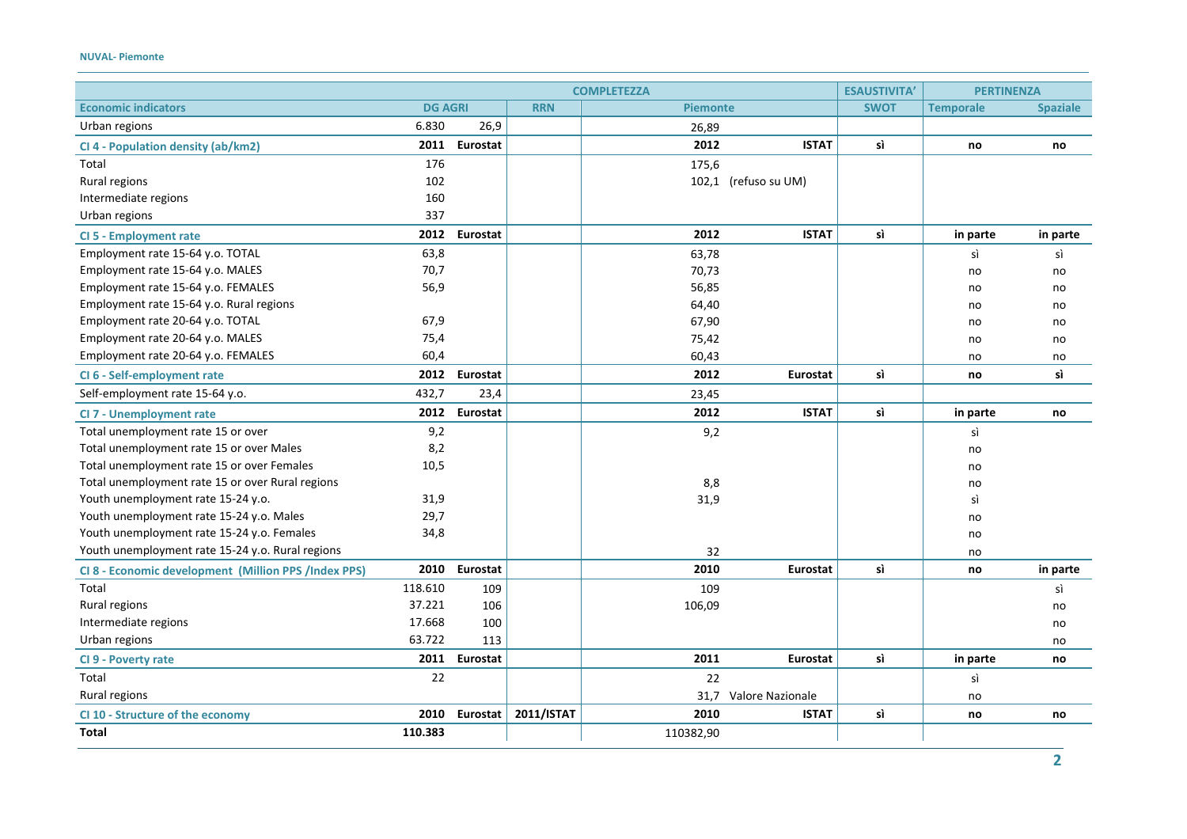| | COMPLETEZZA | | | | | ESAUSTIVITA' | PERTINENZA | |
|---|---|---|---|---|---|---|---|---|
| Economic indicators | DG AGRI | | RRN | Piemonte | | SWOT | Temporale | Spaziale |
| Urban regions | 6.830 | 26,9 | | 26,89 | | | | |
| CI 4 - Population density (ab/km2) | 2011 | Eurostat | | 2012 | ISTAT | sì | no | no |
| Total | 176 | | | 175,6 | | | | |
| Rural regions | 102 | | | 102,1 | (refuso su UM) | | | |
| Intermediate regions | 160 | | | | | | | |
| Urban regions | 337 | | | | | | | |
| CI 5 - Employment rate | 2012 | Eurostat | | 2012 | ISTAT | sì | in parte | in parte |
| Employment rate 15-64 y.o. TOTAL | 63,8 | | | 63,78 | | | sì | sì |
| Employment rate 15-64 y.o. MALES | 70,7 | | | 70,73 | | | no | no |
| Employment rate 15-64 y.o. FEMALES | 56,9 | | | 56,85 | | | no | no |
| Employment rate 15-64 y.o. Rural regions | | | | 64,40 | | | no | no |
| Employment rate 20-64 y.o. TOTAL | 67,9 | | | 67,90 | | | no | no |
| Employment rate 20-64 y.o. MALES | 75,4 | | | 75,42 | | | no | no |
| Employment rate 20-64 y.o. FEMALES | 60,4 | | | 60,43 | | | no | no |
| CI 6 - Self-employment rate | 2012 | Eurostat | | 2012 | Eurostat | sì | no | sì |
| Self-employment rate 15-64 y.o. | 432,7 | 23,4 | | 23,45 | | | | |
| CI 7 - Unemployment rate | 2012 | Eurostat | | 2012 | ISTAT | sì | in parte | no |
| Total unemployment rate 15 or over | 9,2 | | | 9,2 | | | sì | |
| Total unemployment rate 15 or over Males | 8,2 | | | | | | no | |
| Total unemployment rate 15 or over Females | 10,5 | | | | | | no | |
| Total unemployment rate 15 or over Rural regions | | | | 8,8 | | | no | |
| Youth unemployment rate 15-24 y.o. | 31,9 | | | 31,9 | | | sì | |
| Youth unemployment rate 15-24 y.o. Males | 29,7 | | | | | | no | |
| Youth unemployment rate 15-24 y.o. Females | 34,8 | | | | | | no | |
| Youth unemployment rate 15-24 y.o. Rural regions | | | | 32 | | | no | |
| CI 8 - Economic development (Million PPS /Index PPS) | 2010 | Eurostat | | 2010 | Eurostat | sì | no | in parte |
| Total | 118.610 | 109 | | 109 | | | | sì |
| Rural regions | 37.221 | 106 | | 106,09 | | | | no |
| Intermediate regions | 17.668 | 100 | | | | | | no |
| Urban regions | 63.722 | 113 | | | | | | no |
| CI 9 - Poverty rate | 2011 | Eurostat | | 2011 | Eurostat | sì | in parte | no |
| Total | 22 | | | 22 | | | sì | |
| Rural regions | | | | 31,7 | Valore Nazionale | | no | |
| CI 10 - Structure of the economy | 2010 | Eurostat | 2011/ISTAT | 2010 | ISTAT | sì | no | no |
| **Total** | **110.383** | | | 110382,90 | | | | |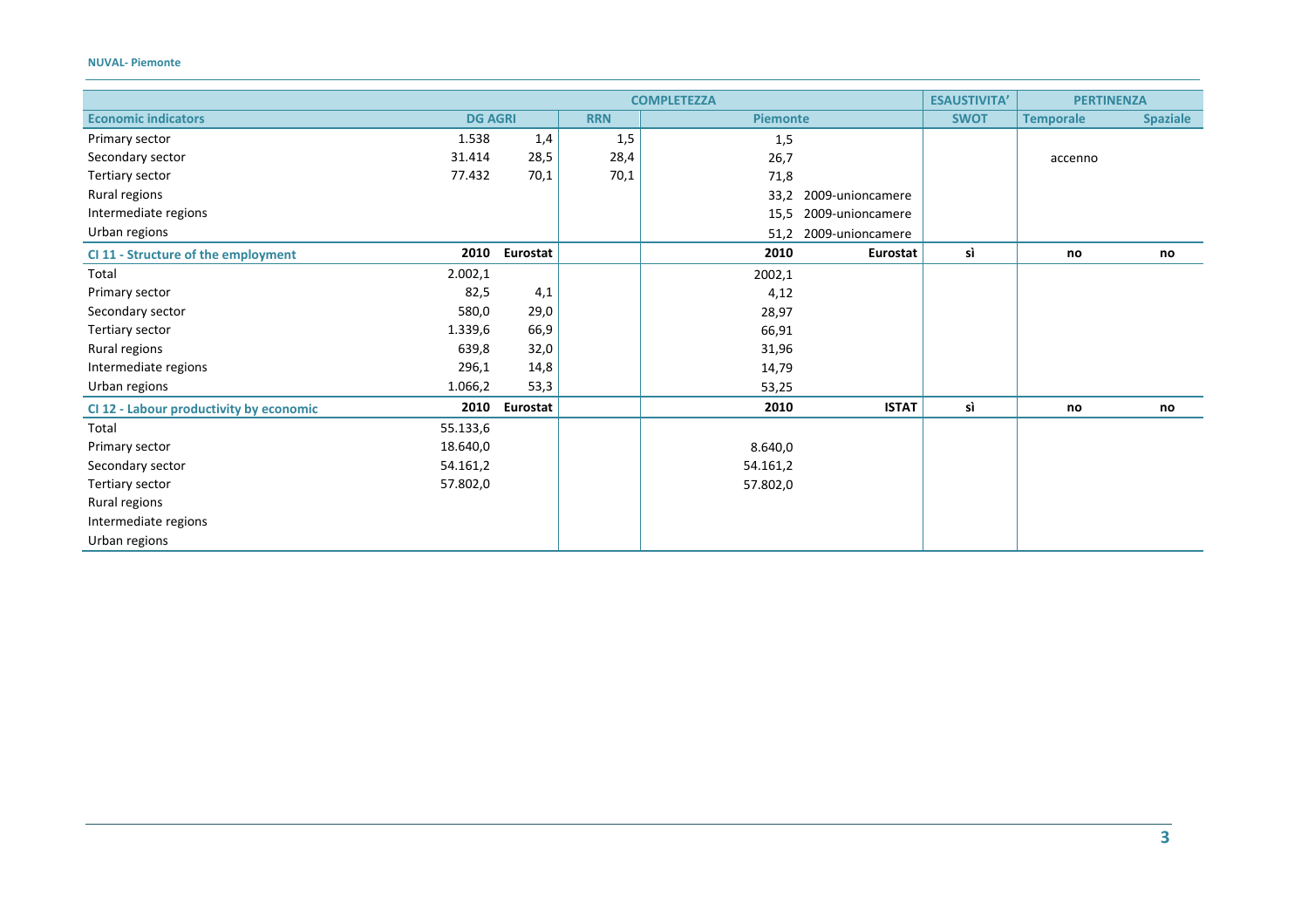| | | | COMPLETEZZA | | | ESAUSTIVITA' | PERTINENZA | |
|---|---|---|---|---|---|---|---|---|
| **Economic indicators** | DG AGRI | | RRN | Piemonte | | SWOT | Temporale | Spaziale |
| Primary sector | 1.538 | 1,4 | 1,5 | 1,5 | | | | |
| Secondary sector | 31.414 | 28,5 | 28,4 | 26,7 | | | accenno | |
| Tertiary sector | 77.432 | 70,1 | 70,1 | 71,8 | | | | |
| Rural regions | | | | 33,2 | 2009-unioncamere | | | |
| Intermediate regions | | | | 15,5 | 2009-unioncamere | | | |
| Urban regions | | | | 51,2 | 2009-unioncamere | | | |
| **CI 11 - Structure of the employment** | **2010** | **Eurostat** | | **2010** | **Eurostat** | **sì** | **no** | **no** |
| Total | 2.002,1 | | | 2002,1 | | | | |
| Primary sector | 82,5 | 4,1 | | 4,12 | | | | |
| Secondary sector | 580,0 | 29,0 | | 28,97 | | | | |
| Tertiary sector | 1.339,6 | 66,9 | | 66,91 | | | | |
| Rural regions | 639,8 | 32,0 | | 31,96 | | | | |
| Intermediate regions | 296,1 | 14,8 | | 14,79 | | | | |
| Urban regions | 1.066,2 | 53,3 | | 53,25 | | | | |
| **CI 12 - Labour productivity by economic** | **2010** | **Eurostat** | | **2010** | **ISTAT** | **sì** | **no** | **no** |
| Total | 55.133,6 | | | | | | | |
| Primary sector | 18.640,0 | | | 8.640,0 | | | | |
| Secondary sector | 54.161,2 | | | 54.161,2 | | | | |
| Tertiary sector | 57.802,0 | | | 57.802,0 | | | | |
| Rural regions | | | | | | | | |
| Intermediate regions | | | | | | | | |
| Urban regions | | | | | | | | |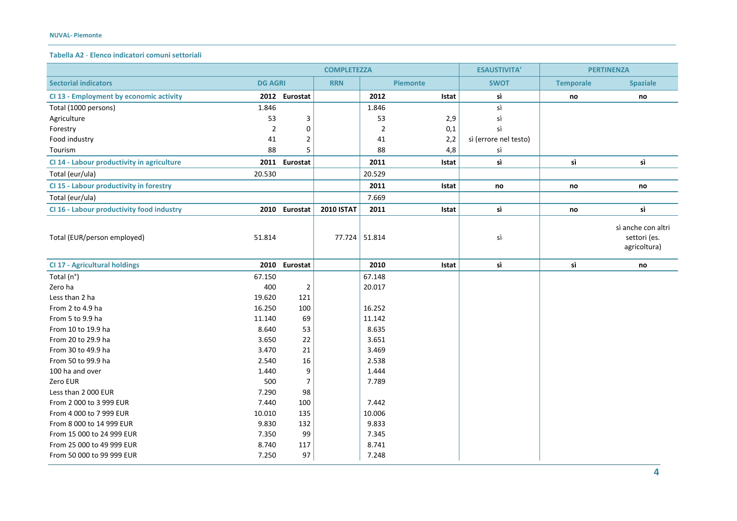**Tabella A2 - Elenco indicatori comuni settoriali**

| | COMPLETEZZA | | | | | ESAUSTIVITA' | PERTINENZA | |
|---|---|---|---|---|---|---|---|---|
| **Sectorial indicators** | **DG AGRI** | | **RRN** | **Piemonte** | | **SWOT** | **Temporale** | **Spaziale** |
| **CI 13 - Employment by economic activity** | **2012** | **Eurostat** | | **2012** | **Istat** | **sì** | **no** | **no** |
| Total (1000 persons) | 1.846 | | | 1.846 | | sì | | |
| Agriculture | 53 | 3 | | 53 | 2,9 | sì | | |
| Forestry | 2 | 0 | | 2 | 0,1 | sì | | |
| Food industry | 41 | 2 | | 41 | 2,2 | sì (errore nel testo) | | |
| Tourism | 88 | 5 | | 88 | 4,8 | sì | | |
| **CI 14 - Labour productivity in agriculture** | **2011** | **Eurostat** | | **2011** | **Istat** | **sì** | **sì** | **sì** |
| Total (eur/ula) | 20.530 | | | 20.529 | | | | |
| **CI 15 - Labour productivity in forestry** | | | | **2011** | **Istat** | **no** | **no** | **no** |
| Total (eur/ula) | | | | 7.669 | | | | |
| **CI 16 - Labour productivity food industry** | **2010** | **Eurostat** | **2010 ISTAT** | **2011** | **Istat** | **sì** | **no** | **sì** |
| Total (EUR/person employed) | 51.814 | | 77.724 | 51.814 | | sì | | sì anche con altri settori (es. agricoltura) |
| **CI 17 - Agricultural holdings** | **2010** | **Eurostat** | | **2010** | **Istat** | **sì** | **sì** | **no** |
| Total (n°) | 67.150 | | | 67.148 | | | | |
| Zero ha | 400 | 2 | | 20.017 | | | | |
| Less than 2 ha | 19.620 | 121 | | | | | | |
| From 2 to 4.9 ha | 16.250 | 100 | | 16.252 | | | | |
| From 5 to 9.9 ha | 11.140 | 69 | | 11.142 | | | | |
| From 10 to 19.9 ha | 8.640 | 53 | | 8.635 | | | | |
| From 20 to 29.9 ha | 3.650 | 22 | | 3.651 | | | | |
| From 30 to 49.9 ha | 3.470 | 21 | | 3.469 | | | | |
| From 50 to 99.9 ha | 2.540 | 16 | | 2.538 | | | | |
| 100 ha and over | 1.440 | 9 | | 1.444 | | | | |
| Zero EUR | 500 | 7 | | 7.789 | | | | |
| Less than 2 000 EUR | 7.290 | 98 | | | | | | |
| From 2 000 to 3 999 EUR | 7.440 | 100 | | 7.442 | | | | |
| From 4 000 to 7 999 EUR | 10.010 | 135 | | 10.006 | | | | |
| From 8 000 to 14 999 EUR | 9.830 | 132 | | 9.833 | | | | |
| From 15 000 to 24 999 EUR | 7.350 | 99 | | 7.345 | | | | |
| From 25 000 to 49 999 EUR | 8.740 | 117 | | 8.741 | | | | |
| From 50 000 to 99 999 EUR | 7.250 | 97 | | 7.248 | | | | |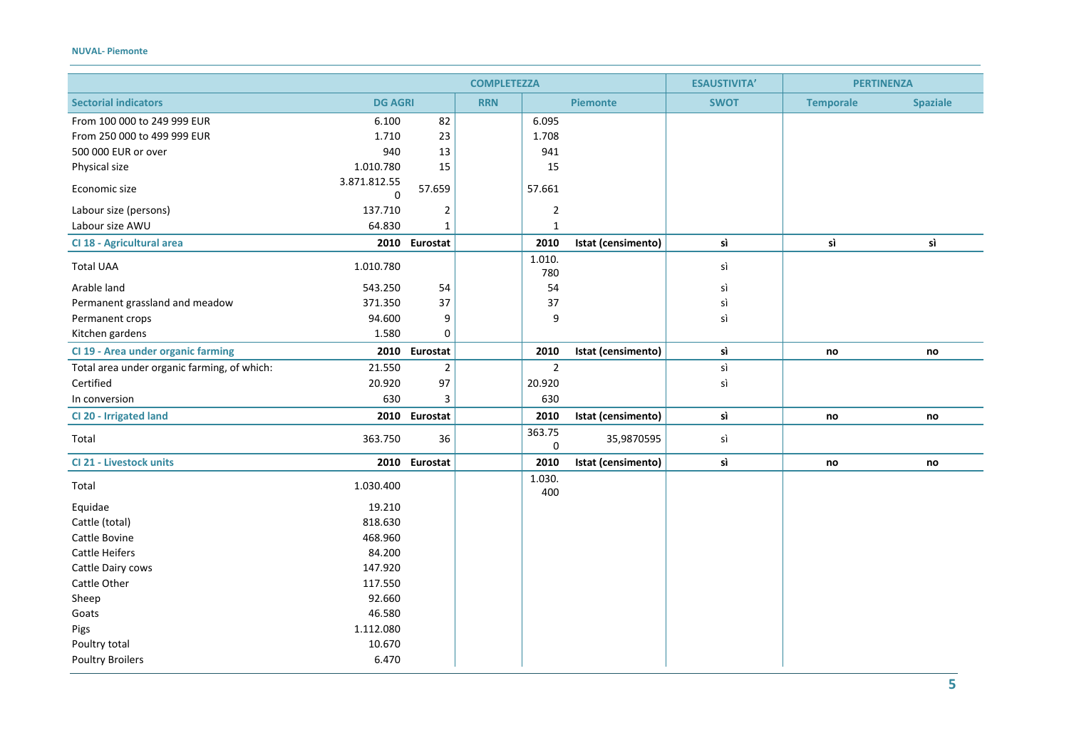| Sectorial indicators | COMPLETEZZA | | | | | ESAUSTIVITA' | PERTINENZA | |
|---|---|---|---|---|---|---|---|---|
| | DG AGRI | | RRN | Piemonte | | SWOT | Temporale | Spaziale |
| From 100 000 to 249 999 EUR | 6.100 | 82 | | 6.095 | | | | |
| From 250 000 to 499 999 EUR | 1.710 | 23 | | 1.708 | | | | |
| 500 000 EUR or over | 940 | 13 | | 941 | | | | |
| Physical size | 1.010.780 | 15 | | 15 | | | | |
| Economic size | 3.871.812.550 | 57.659 | | 57.661 | | | | |
| Labour size (persons) | 137.710 | 2 | | 2 | | | | |
| Labour size AWU | 64.830 | 1 | | 1 | | | | |
| **CI 18 - Agricultural area** | **2010** | **Eurostat** | | **2010** | **Istat (censimento)** | **sì** | **sì** | **sì** |
| Total UAA | 1.010.780 | | | 1.010.780 | | sì | | |
| Arable land | 543.250 | 54 | | 54 | | sì | | |
| Permanent grassland and meadow | 371.350 | 37 | | 37 | | sì | | |
| Permanent crops | 94.600 | 9 | | 9 | | sì | | |
| Kitchen gardens | 1.580 | 0 | | | | | | |
| **CI 19 - Area under organic farming** | **2010** | **Eurostat** | | **2010** | **Istat (censimento)** | **sì** | **no** | **no** |
| Total area under organic farming, of which: | 21.550 | 2 | | 2 | | sì | | |
| Certified | 20.920 | 97 | | 20.920 | | sì | | |
| In conversion | 630 | 3 | | 630 | | | | |
| **CI 20 - Irrigated land** | **2010** | **Eurostat** | | **2010** | **Istat (censimento)** | **sì** | **no** | **no** |
| Total | 363.750 | 36 | | 363.750 | 35,9870595 | sì | | |
| **CI 21 - Livestock units** | **2010** | **Eurostat** | | **2010** | **Istat (censimento)** | **sì** | **no** | **no** |
| Total | 1.030.400 | | | 1.030.400 | | | | |
| Equidae | 19.210 | | | | | | | |
| Cattle (total) | 818.630 | | | | | | | |
| Cattle Bovine | 468.960 | | | | | | | |
| Cattle Heifers | 84.200 | | | | | | | |
| Cattle Dairy cows | 147.920 | | | | | | | |
| Cattle Other | 117.550 | | | | | | | |
| Sheep | 92.660 | | | | | | | |
| Goats | 46.580 | | | | | | | |
| Pigs | 1.112.080 | | | | | | | |
| Poultry total | 10.670 | | | | | | | |
| Poultry Broilers | 6.470 | | | | | | | |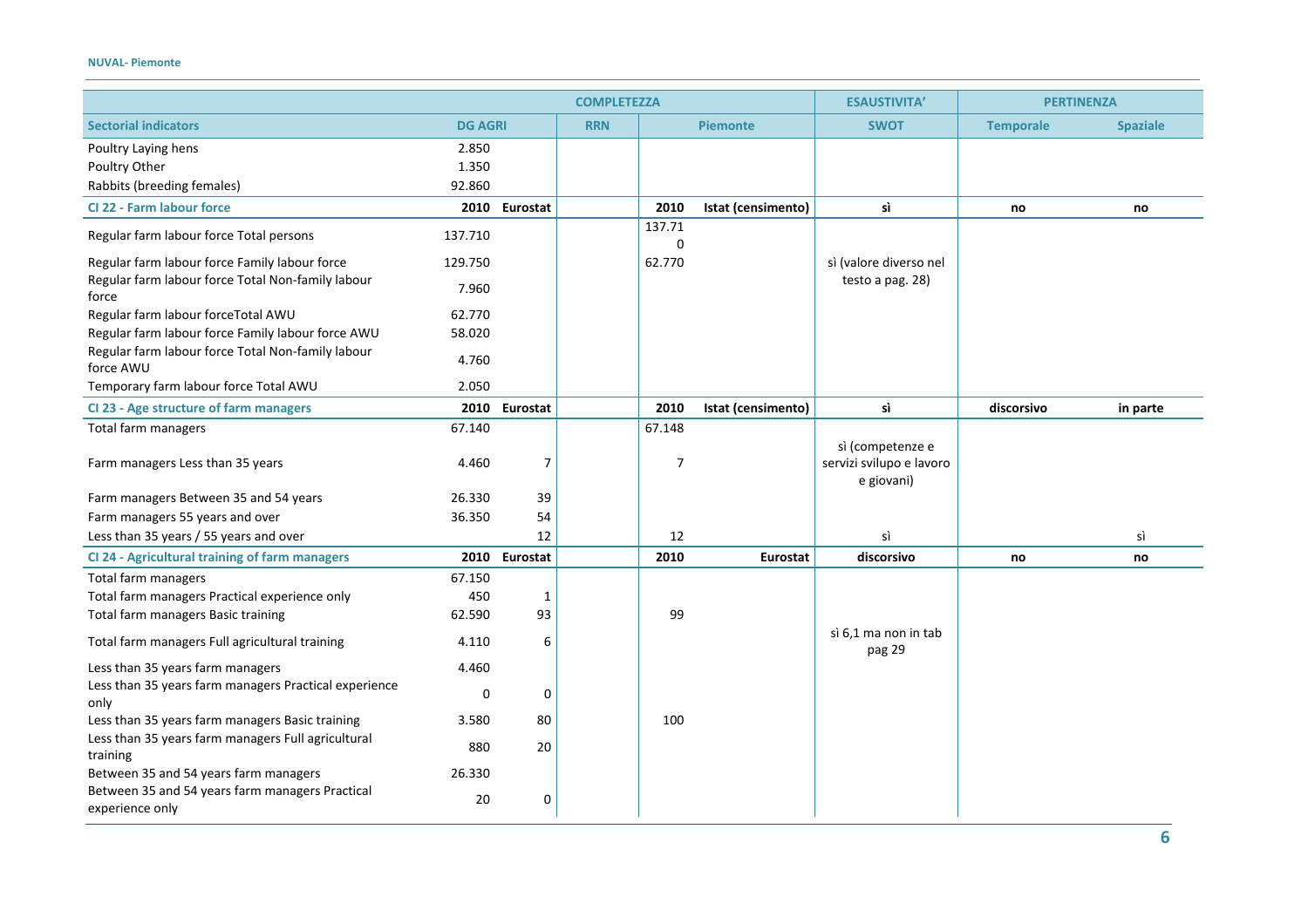| | COMPLETEZZA | | | | | ESAUSTIVITA' | PERTINENZA | |
|---|---|---|---|---|---|---|---|---|
| **Sectorial indicators** | **DG AGRI** | | **RRN** | **Piemonte** | | **SWOT** | **Temporale** | **Spaziale** |
| Poultry Laying hens | 2.850 | | | | | | | |
| Poultry Other | 1.350 | | | | | | | |
| Rabbits (breeding females) | 92.860 | | | | | | | |
| **CI 22 - Farm labour force** | **2010** | **Eurostat** | | **2010** | **Istat (censimento)** | **sì** | **no** | **no** |
| Regular farm labour force Total persons | 137.710 | | | 137.710 | | | | |
| Regular farm labour force Family labour force | 129.750 | | | 62.770 | | sì (valore diverso nel testo a pag. 28) | | |
| Regular farm labour force Total Non-family labour force | 7.960 | | | | | | | |
| Regular farm labour forceTotal AWU | 62.770 | | | | | | | |
| Regular farm labour force Family labour force AWU | 58.020 | | | | | | | |
| Regular farm labour force Total Non-family labour force AWU | 4.760 | | | | | | | |
| Temporary farm labour force Total AWU | 2.050 | | | | | | | |
| **CI 23 - Age structure of farm managers** | **2010** | **Eurostat** | | **2010** | **Istat (censimento)** | **sì** | **discorsivo** | **in parte** |
| Total farm managers | 67.140 | | | 67.148 | | | | |
| Farm managers Less than 35 years | 4.460 | 7 | | 7 | | sì (competenze e servizi svilupo e lavoro e giovani) | | |
| Farm managers Between 35 and 54 years | 26.330 | 39 | | | | | | |
| Farm managers 55 years and over | 36.350 | 54 | | | | | | |
| Less than 35 years / 55 years and over | | 12 | | 12 | | sì | | sì |
| **CI 24 - Agricultural training of farm managers** | **2010** | **Eurostat** | | **2010** | **Eurostat** | **discorsivo** | **no** | **no** |
| Total farm managers | 67.150 | | | | | | | |
| Total farm managers Practical experience only | 450 | 1 | | | | | | |
| Total farm managers Basic training | 62.590 | 93 | | 99 | | | | |
| Total farm managers Full agricultural training | 4.110 | 6 | | | | sì 6,1 ma non in tab pag 29 | | |
| Less than 35 years farm managers | 4.460 | | | | | | | |
| Less than 35 years farm managers Practical experience only | 0 | 0 | | | | | | |
| Less than 35 years farm managers Basic training | 3.580 | 80 | | 100 | | | | |
| Less than 35 years farm managers Full agricultural training | 880 | 20 | | | | | | |
| Between 35 and 54 years farm managers | 26.330 | | | | | | | |
| Between 35 and 54 years farm managers Practical experience only | 20 | 0 | | | | | | |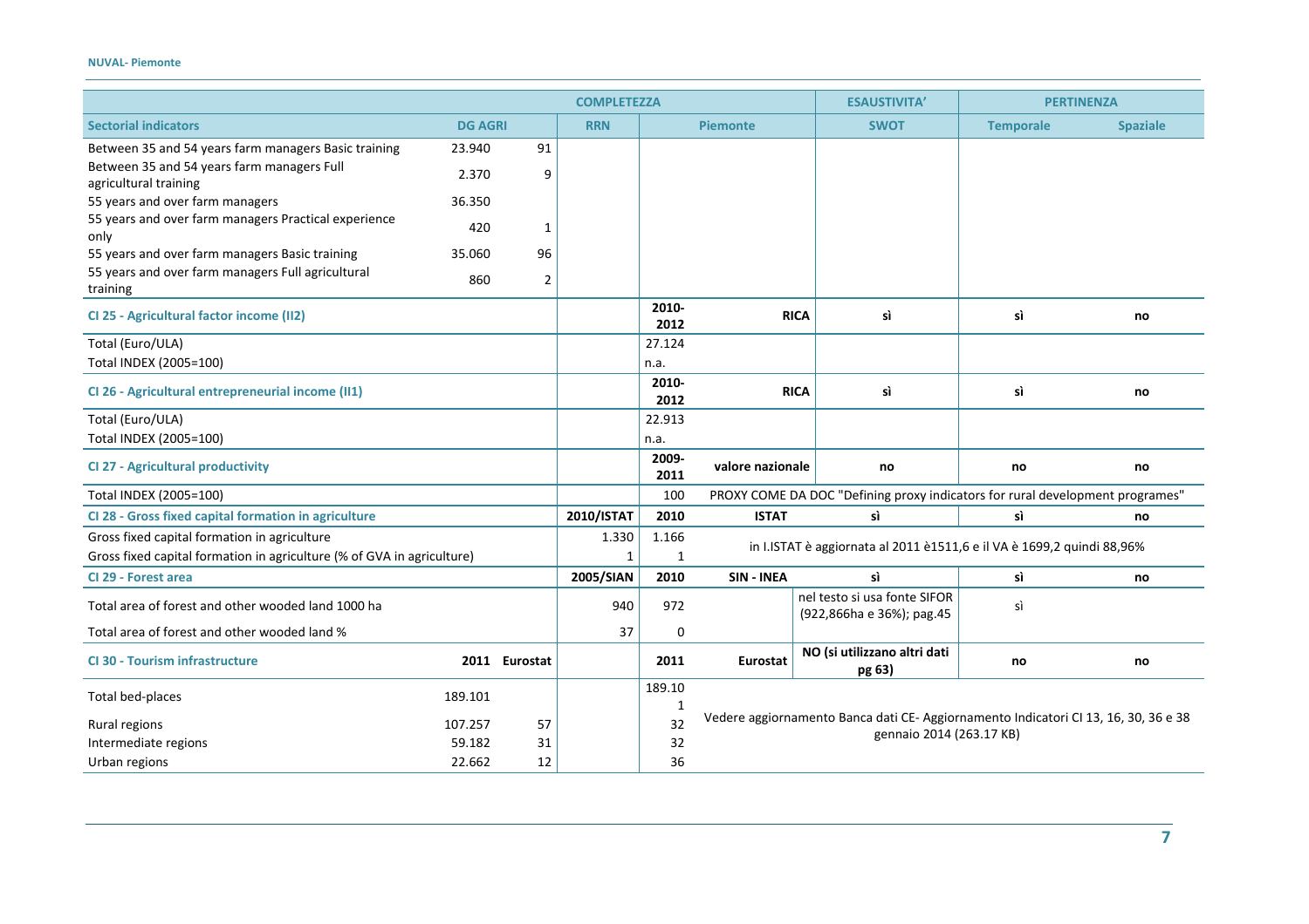| | | | COMPLETEZZA | | | ESAUSTIVITA' | PERTINENZA | |
|---|---|---|---|---|---|---|---|---|
| **Sectorial indicators** | **DG AGRI** | | **RRN** | **Piemonte** | | **SWOT** | **Temporale** | **Spaziale** |
| Between 35 and 54 years farm managers Basic training | 23.940 | 91 | | | | | | |
| Between 35 and 54 years farm managers Full agricultural training | 2.370 | 9 | | | | | | |
| 55 years and over farm managers | 36.350 | | | | | | | |
| 55 years and over farm managers Practical experience only | 420 | 1 | | | | | | |
| 55 years and over farm managers Basic training | 35.060 | 96 | | | | | | |
| 55 years and over farm managers Full agricultural training | 860 | 2 | | | | | | |
| **CI 25 - Agricultural factor income (II2)** | | | | **2010-2012** | **RICA** | **sì** | **sì** | **no** |
| Total (Euro/ULA) | | | | 27.124 | | | | |
| Total INDEX (2005=100) | | | | n.a. | | | | |
| **CI 26 - Agricultural entrepreneurial income (II1)** | | | | **2010-2012** | **RICA** | **sì** | **sì** | **no** |
| Total (Euro/ULA) | | | | 22.913 | | | | |
| Total INDEX (2005=100) | | | | n.a. | | | | |
| **CI 27 - Agricultural productivity** | | | | **2009-2011** | **valore nazionale** | **no** | **no** | **no** |
| Total INDEX (2005=100) | | | | 100 | PROXY COME DA DOC "Defining proxy indicators for rural development programes" | | | |
| **CI 28 - Gross fixed capital formation in agriculture** | | | **2010/ISTAT** | **2010** | **ISTAT** | **sì** | **sì** | **no** |
| Gross fixed capital formation in agriculture | | | 1.330 | 1.166 | in I.ISTAT è aggiornata al 2011 è1511,6 e il VA è 1699,2 quindi 88,96% | | | |
| Gross fixed capital formation in agriculture (% of GVA in agriculture) | | | 1 | 1 | | | | |
| **CI 29 - Forest area** | | | **2005/SIAN** | **2010** | **SIN - INEA** | **sì** | **sì** | **no** |
| Total area of forest and other wooded land 1000 ha | | | 940 | 972 | | nel testo si usa fonte SIFOR (922,866ha e 36%); pag.45 | sì | |
| Total area of forest and other wooded land % | | | 37 | 0 | | | | |
| **CI 30 - Tourism infrastructure** | **2011** | **Eurostat** | | **2011** | **Eurostat** | **NO (si utilizzano altri dati pg 63)** | **no** | **no** |
| Total bed-places | 189.101 | | | 189.101 | Vedere aggiornamento Banca dati CE- Aggiornamento Indicatori CI 13, 16, 30, 36 e 38 gennaio 2014 (263.17 KB) | | | |
| Rural regions | 107.257 | 57 | | 32 | | | | |
| Intermediate regions | 59.182 | 31 | | 32 | | | | |
| Urban regions | 22.662 | 12 | | 36 | | | | |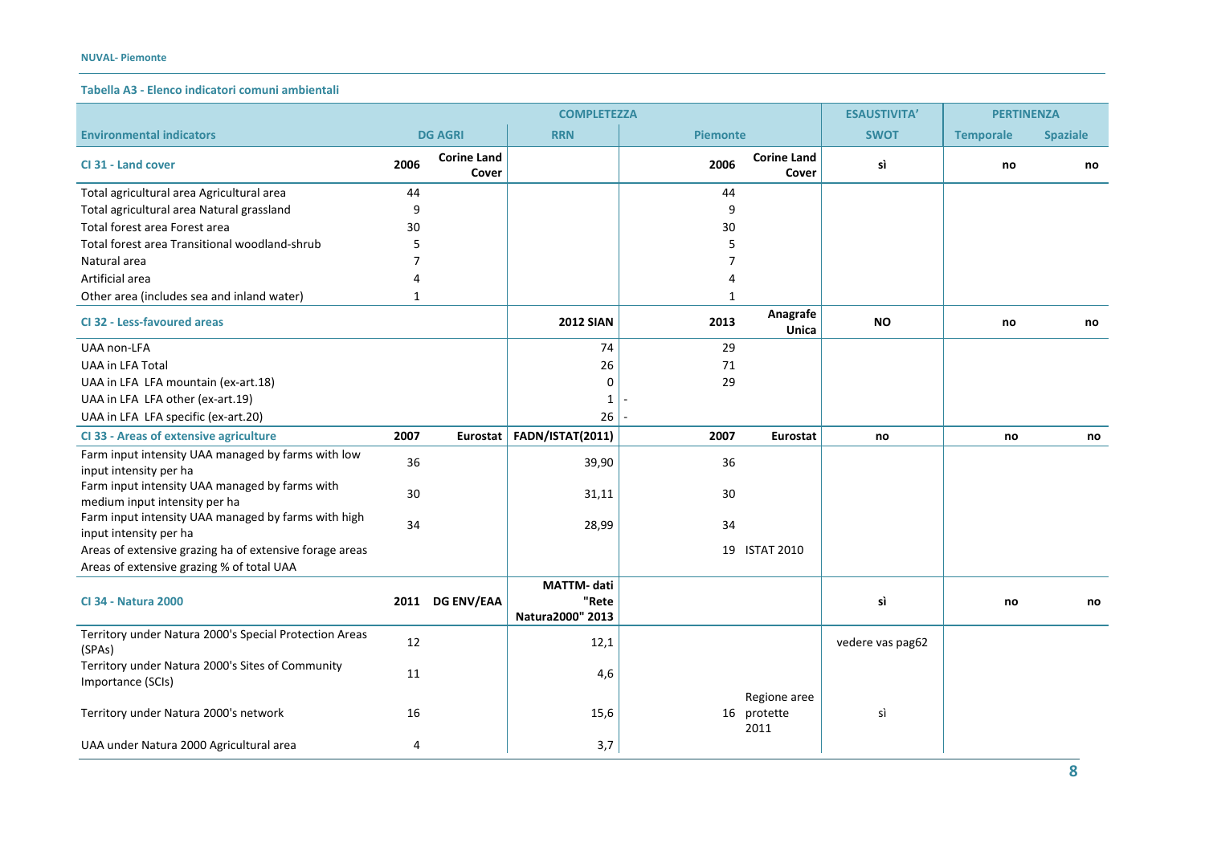**Tabella A3 - Elenco indicatori comuni ambientali**

| Environmental indicators | COMPLETEZZA | | | | | ESAUSTIVITA' | PERTINENZA | |
|---|---|---|---|---|---|---|---|---|
| | DG AGRI | | RRN | Piemonte | | SWOT | Temporale | Spaziale |
| **CI 31 - Land cover** | **2006** | **Corine Land Cover** | | **2006** | **Corine Land Cover** | **sì** | **no** | **no** |
| Total agricultural area Agricultural area | 44 | | | 44 | | | | |
| Total agricultural area Natural grassland | 9 | | | 9 | | | | |
| Total forest area Forest area | 30 | | | 30 | | | | |
| Total forest area Transitional woodland-shrub | 5 | | | 5 | | | | |
| Natural area | 7 | | | 7 | | | | |
| Artificial area | 4 | | | 4 | | | | |
| Other area (includes sea and inland water) | 1 | | | 1 | | | | |
| **CI 32 - Less-favoured areas** | | | **2012 SIAN** | **2013** | **Anagrafe Unica** | **NO** | **no** | **no** |
| UAA non-LFA | | | 74 | 29 | | | | |
| UAA in LFA Total | | | 26 | 71 | | | | |
| UAA in LFA LFA mountain (ex-art.18) | | | 0 | 29 | | | | |
| UAA in LFA LFA other (ex-art.19) | | | 1 | - | | | | |
| UAA in LFA LFA specific (ex-art.20) | | | 26 | - | | | | |
| **CI 33 - Areas of extensive agriculture** | **2007** | **Eurostat** | **FADN/ISTAT(2011)** | **2007** | **Eurostat** | **no** | **no** | **no** |
| Farm input intensity UAA managed by farms with low input intensity per ha | 36 | | 39,90 | 36 | | | | |
| Farm input intensity UAA managed by farms with medium input intensity per ha | 30 | | 31,11 | 30 | | | | |
| Farm input intensity UAA managed by farms with high input intensity per ha | 34 | | 28,99 | 34 | | | | |
| Areas of extensive grazing ha of extensive forage areas | | | | 19 | ISTAT 2010 | | | |
| Areas of extensive grazing % of total UAA | | | | | | | | |
| **CI 34 - Natura 2000** | **2011** | **DG ENV/EAA** | **MATTM- dati "Rete Natura2000" 2013** | | | **sì** | **no** | **no** |
| Territory under Natura 2000's Special Protection Areas (SPAs) | 12 | | 12,1 | | | vedere vas pag62 | | |
| Territory under Natura 2000's Sites of Community Importance (SCIs) | 11 | | 4,6 | | | | | |
| Territory under Natura 2000's network | 16 | | 15,6 | 16 | Regione aree protette 2011 | sì | | |
| UAA under Natura 2000 Agricultural area | 4 | | 3,7 | | | | | |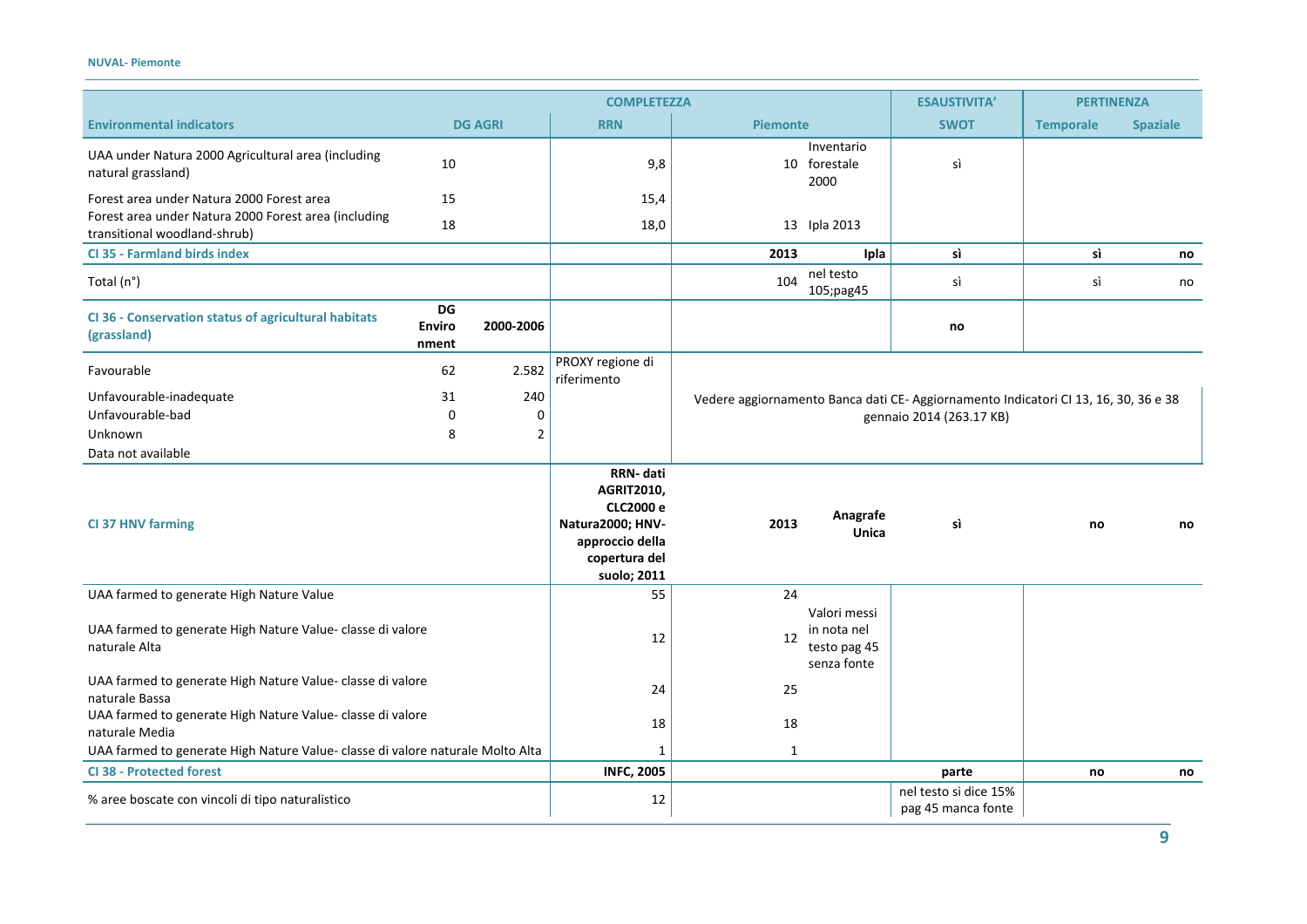| | | | COMPLETEZZA | | | ESAUSTIVITA' | PERTINENZA | |
|---|---|---|---|---|---|---|---|---|
| **Environmental indicators** | **DG AGRI** | | **RRN** | **Piemonte** | | **SWOT** | **Temporale** | **Spaziale** |
| UAA under Natura 2000 Agricultural area (including natural grassland) | 10 | | 9,8 | 10 | Inventario forestale 2000 | sì | | |
| Forest area under Natura 2000 Forest area | 15 | | 15,4 | | | | | |
| Forest area under Natura 2000 Forest area (including transitional woodland-shrub) | 18 | | 18,0 | 13 | Ipla 2013 | | | |
| **CI 35 - Farmland birds index** | | | | **2013** | **Ipla** | **sì** | **sì** | **no** |
| Total (n°) | | | | 104 | nel testo 105;pag45 | sì | sì | no |
| **CI 36 - Conservation status of agricultural habitats (grassland)** | **DG Environment** | **2000-2006** | | | | **no** | | |
| Favourable | 62 | 2.582 | PROXY regione di riferimento | | | | | |
| Unfavourable-inadequate | 31 | 240 | | Vedere aggiornamento Banca dati CE- Aggiornamento Indicatori CI 13, 16, 30, 36 e 38 gennaio 2014 (263.17 KB) | | | | |
| Unfavourable-bad | 0 | 0 | | | | | | |
| Unknown | 8 | 2 | | | | | | |
| Data not available | | | | | | | | |
| **CI 37 HNV farming** | | | **RRN- dati AGRIT2010, CLC2000 e Natura2000; HNV- approccio della copertura del suolo; 2011** | **2013** | **Anagrafe Unica** | **sì** | **no** | **no** |
| UAA farmed to generate High Nature Value | | | 55 | 24 | | | | |
| UAA farmed to generate High Nature Value- classe di valore naturale Alta | | | 12 | 12 | Valori messi in nota nel testo pag 45 senza fonte | | | |
| UAA farmed to generate High Nature Value- classe di valore naturale Bassa | | | 24 | 25 | | | | |
| UAA farmed to generate High Nature Value- classe di valore naturale Media | | | 18 | 18 | | | | |
| UAA farmed to generate High Nature Value- classe di valore naturale Molto Alta | | | 1 | 1 | | | | |
| **CI 38 - Protected forest** | | | **INFC, 2005** | | | **parte** | **no** | **no** |
| % aree boscate con vincoli di tipo naturalistico | | | 12 | | | nel testo si dice 15% pag 45 manca fonte | | |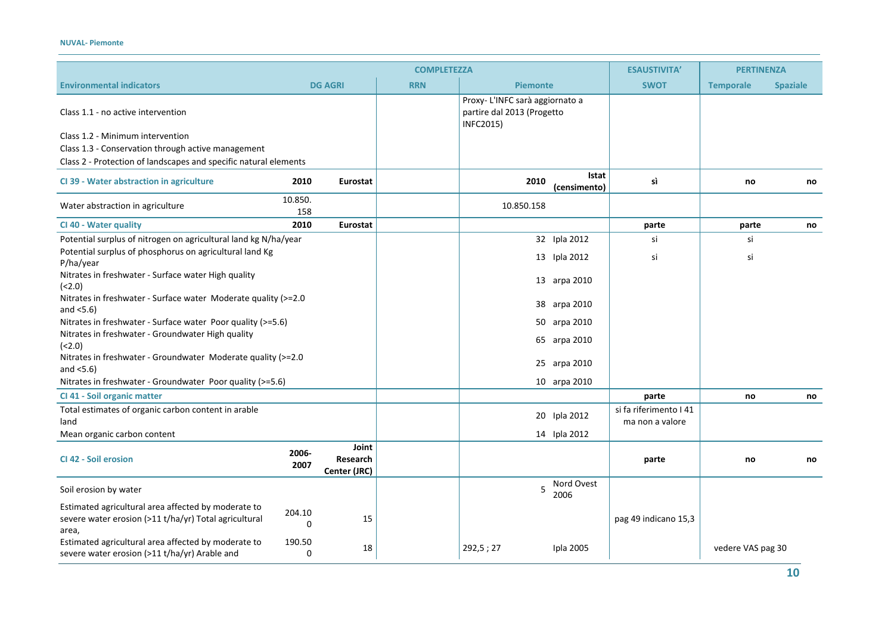| | | | COMPLETEZZA | | | ESAUSTIVITA' | PERTINENZA | |
|---|---|---|---|---|---|---|---|---|
| Environmental indicators | DG AGRI | | RRN | Piemonte | | SWOT | Temporale | Spaziale |
| Class 1.1 - no active intervention | | | | Proxy- L'INFC sarà aggiornato a partire dal 2013 (Progetto INFC2015) | | | | |
| Class 1.2 - Minimum intervention | | | | | | | | |
| Class 1.3 - Conservation through active management | | | | | | | | |
| Class 2 - Protection of landscapes and specific natural elements | | | | | | | | |
| **CI 39 - Water abstraction in agriculture** | **2010** | **Eurostat** | | **2010** | **Istat (censimento)** | **sì** | **no** | **no** |
| Water abstraction in agriculture | 10.850.158 | | | 10.850.158 | | | | |
| **CI 40 - Water quality** | **2010** | **Eurostat** | | | | **parte** | **parte** | **no** |
| Potential surplus of nitrogen on agricultural land kg N/ha/year | | | | 32 | Ipla 2012 | si | si | |
| Potential surplus of phosphorus on agricultural land Kg P/ha/year | | | | 13 | Ipla 2012 | si | si | |
| Nitrates in freshwater - Surface water High quality (<2.0) | | | | 13 | arpa 2010 | | | |
| Nitrates in freshwater - Surface water Moderate quality (>=2.0 and <5.6) | | | | 38 | arpa 2010 | | | |
| Nitrates in freshwater - Surface water Poor quality (>=5.6) | | | | 50 | arpa 2010 | | | |
| Nitrates in freshwater - Groundwater High quality (<2.0) | | | | 65 | arpa 2010 | | | |
| Nitrates in freshwater - Groundwater Moderate quality (>=2.0 and <5.6) | | | | 25 | arpa 2010 | | | |
| Nitrates in freshwater - Groundwater Poor quality (>=5.6) | | | | 10 | arpa 2010 | | | |
| **CI 41 - Soil organic matter** | | | | | | **parte** | **no** | **no** |
| Total estimates of organic carbon content in arable land | | | | 20 | Ipla 2012 | si fa riferimento I 41 ma non a valore | | |
| Mean organic carbon content | | | | 14 | Ipla 2012 | | | |
| **CI 42 - Soil erosion** | **2006-2007** | **Joint Research Center (JRC)** | | | | **parte** | **no** | **no** |
| Soil erosion by water | | | | 5 | Nord Ovest 2006 | | | |
| Estimated agricultural area affected by moderate to severe water erosion (>11 t/ha/yr) Total agricultural area, | 204.100 | 15 | | | | pag 49 indicano 15,3 | | |
| Estimated agricultural area affected by moderate to severe water erosion (>11 t/ha/yr) Arable and | 190.500 | 18 | | 292,5 ; 27 | Ipla 2005 | | vedere VAS pag 30 | |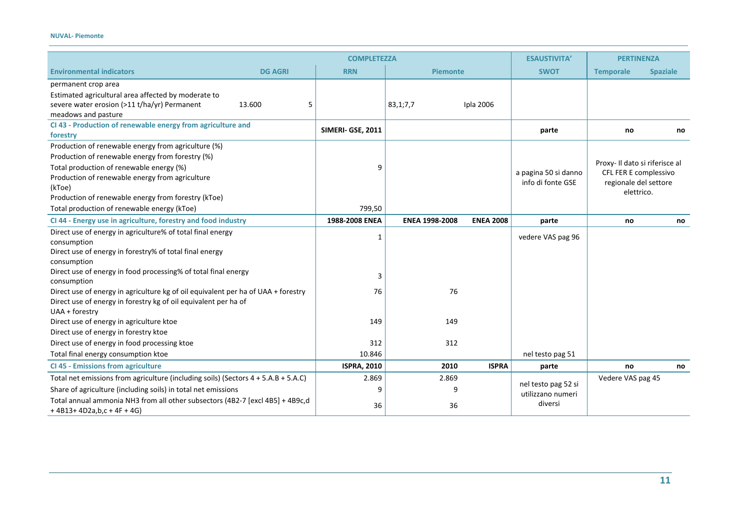| Environmental indicators | DG AGRI | | RRN | Piemonte | | SWOT | Temporale | Spaziale |
|---|---|---|---|---|---|---|---|---|
| | COMPLETEZZA | | | | | ESAUSTIVITA' | PERTINENZA | |
| permanent crop area | | | | | | | | |
| Estimated agricultural area affected by moderate to severe water erosion (>11 t/ha/yr) Permanent meadows and pasture | 13.600 | 5 | | 83,1;7,7 | Ipla 2006 | | | |
| **CI 43 - Production of renewable energy from agriculture and forestry** | | | **SIMERI- GSE, 2011** | | | **parte** | **no** | **no** |
| Production of renewable energy from agriculture (%) | | | | | | | | |
| Production of renewable energy from forestry (%) | | | | | | | | |
| Total production of renewable energy (%) | | | 9 | | | a pagina 50 si danno info di fonte GSE | Proxy- Il dato si riferisce al CFL FER E complessivo regionale del settore elettrico. | |
| Production of renewable energy from agriculture (kToe) | | | | | | | | |
| Production of renewable energy from forestry (kToe) | | | | | | | | |
| Total production of renewable energy (kToe) | | | 799,50 | | | | | |
| **CI 44 - Energy use in agriculture, forestry and food industry** | | | **1988-2008 ENEA** | **ENEA 1998-2008** | **ENEA 2008** | **parte** | **no** | **no** |
| Direct use of energy in agriculture% of total final energy consumption | | | 1 | | | vedere VAS pag 96 | | |
| Direct use of energy in forestry% of total final energy consumption | | | | | | | | |
| Direct use of energy in food processing% of total final energy consumption | | | 3 | | | | | |
| Direct use of energy in agriculture kg of oil equivalent per ha of UAA + forestry | | | 76 | 76 | | | | |
| Direct use of energy in forestry kg of oil equivalent per ha of UAA + forestry | | | | | | | | |
| Direct use of energy in agriculture ktoe | | | 149 | 149 | | | | |
| Direct use of energy in forestry ktoe | | | | | | | | |
| Direct use of energy in food processing ktoe | | | 312 | 312 | | | | |
| Total final energy consumption ktoe | | | 10.846 | | | nel testo pag 51 | | |
| **CI 45 - Emissions from agriculture** | | | **ISPRA, 2010** | **2010** | **ISPRA** | **parte** | **no** | **no** |
| Total net emissions from agriculture (including soils) (Sectors 4 + 5.A.B + 5.A.C) | | | 2.869 | 2.869 | | nel testo pag 52 si utilizzano numeri diversi | Vedere VAS pag 45 | |
| Share of agriculture (including soils) in total net emissions | | | 9 | 9 | | | | |
| Total annual ammonia $NH_3$ from all other subsectors (4B2-7 [excl 4B5] + 4B9c,d + 4B13+ 4D2a,b,c + 4F + 4G) | | | 36 | 36 | | | | |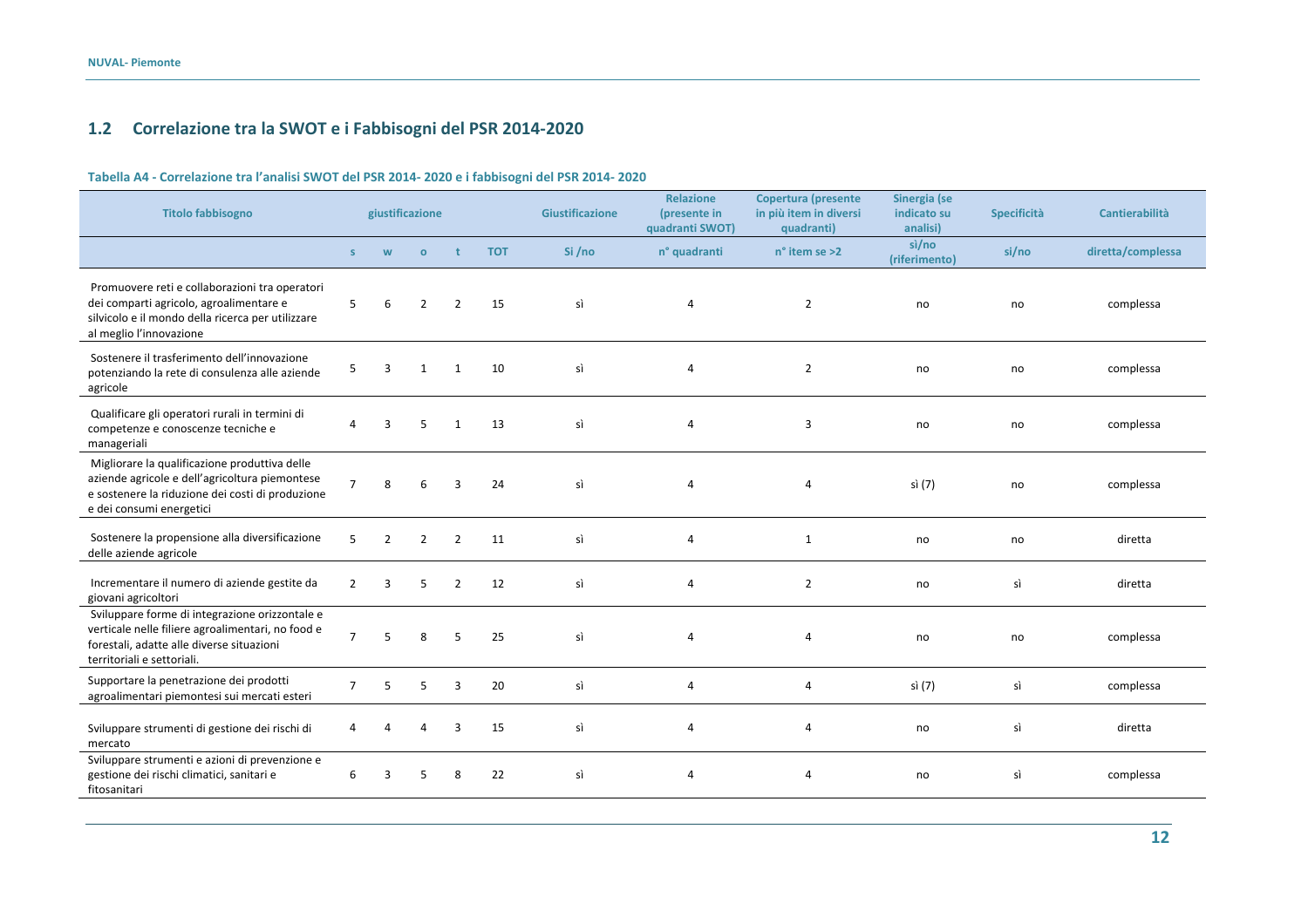## 1.2 Correlazione tra la SWOT e i Fabbisogni del PSR 2014-2020

**Tabella A4 - Correlazione tra l'analisi SWOT del PSR 2014- 2020 e i fabbisogni del PSR 2014- 2020**

| Titolo fabbisogno | giustificazione | | | | | Giustificazione | Relazione (presente in quadranti SWOT) | Copertura (presente in più item in diversi quadranti) | Sinergia (se indicato su analisi) | Specificità | Cantierabilità |
|---|---|---|---|---|---|---|---|---|---|---|---|
| | s | w | o | t | TOT | Si /no | n° quadranti | n° item se >2 | sì/no (riferimento) | sì/no | diretta/complessa |
| Promuovere reti e collaborazioni tra operatori dei comparti agricolo, agroalimentare e silvicolo e il mondo della ricerca per utilizzare al meglio l'innovazione | 5 | 6 | 2 | 2 | 15 | sì | 4 | 2 | no | no | complessa |
| Sostenere il trasferimento dell'innovazione potenziando la rete di consulenza alle aziende agricole | 5 | 3 | 1 | 1 | 10 | sì | 4 | 2 | no | no | complessa |
| Qualificare gli operatori rurali in termini di competenze e conoscenze tecniche e manageriali | 4 | 3 | 5 | 1 | 13 | sì | 4 | 3 | no | no | complessa |
| Migliorare la qualificazione produttiva delle aziende agricole e dell'agricoltura piemontese e sostenere la riduzione dei costi di produzione e dei consumi energetici | 7 | 8 | 6 | 3 | 24 | sì | 4 | 4 | sì (7) | no | complessa |
| Sostenere la propensione alla diversificazione delle aziende agricole | 5 | 2 | 2 | 2 | 11 | sì | 4 | 1 | no | no | diretta |
| Incrementare il numero di aziende gestite da giovani agricoltori | 2 | 3 | 5 | 2 | 12 | sì | 4 | 2 | no | sì | diretta |
| Sviluppare forme di integrazione orizzontale e verticale nelle filiere agroalimentari, no food e forestali, adatte alle diverse situazioni territoriali e settoriali. | 7 | 5 | 8 | 5 | 25 | sì | 4 | 4 | no | no | complessa |
| Supportare la penetrazione dei prodotti agroalimentari piemontesi sui mercati esteri | 7 | 5 | 5 | 3 | 20 | sì | 4 | 4 | sì (7) | sì | complessa |
| Sviluppare strumenti di gestione dei rischi di mercato | 4 | 4 | 4 | 3 | 15 | sì | 4 | 4 | no | sì | diretta |
| Sviluppare strumenti e azioni di prevenzione e gestione dei rischi climatici, sanitari e fitosanitari | 6 | 3 | 5 | 8 | 22 | sì | 4 | 4 | no | sì | complessa |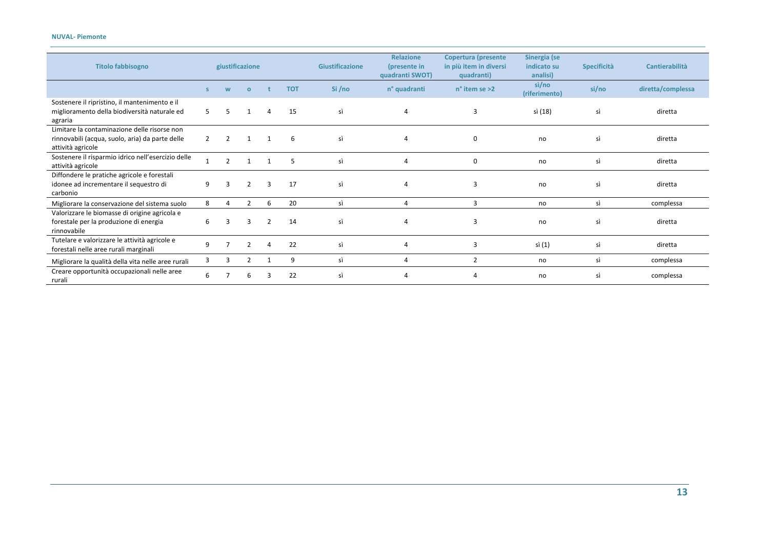| Titolo fabbisogno | giustificazione | | | | | Giustificazione | Relazione (presente in quadranti SWOT) | Copertura (presente in più item in diversi quadranti) | Sinergia (se indicato su analisi) | Specificità | Cantierabilità |
|---|---|---|---|---|---|---|---|---|---|---|---|
| | s | w | o | t | TOT | Si /no | n° quadranti | n° item se >2 | sì/no (riferimento) | si/no | diretta/complessa |
| Sostenere il ripristino, il mantenimento e il miglioramento della biodiversità naturale ed agraria | 5 | 5 | 1 | 4 | 15 | sì | 4 | 3 | sì (18) | sì | diretta |
| Limitare la contaminazione delle risorse non rinnovabili (acqua, suolo, aria) da parte delle attività agricole | 2 | 2 | 1 | 1 | 6 | sì | 4 | 0 | no | sì | diretta |
| Sostenere il risparmio idrico nell'esercizio delle attività agricole | 1 | 2 | 1 | 1 | 5 | sì | 4 | 0 | no | sì | diretta |
| Diffondere le pratiche agricole e forestali idonee ad incrementare il sequestro di carbonio | 9 | 3 | 2 | 3 | 17 | sì | 4 | 3 | no | sì | diretta |
| Migliorare la conservazione del sistema suolo | 8 | 4 | 2 | 6 | 20 | sì | 4 | 3 | no | sì | complessa |
| Valorizzare le biomasse di origine agricola e forestale per la produzione di energia rinnovabile | 6 | 3 | 3 | 2 | 14 | sì | 4 | 3 | no | sì | diretta |
| Tutelare e valorizzare le attività agricole e forestali nelle aree rurali marginali | 9 | 7 | 2 | 4 | 22 | sì | 4 | 3 | sì (1) | sì | diretta |
| Migliorare la qualità della vita nelle aree rurali | 3 | 3 | 2 | 1 | 9 | sì | 4 | 2 | no | sì | complessa |
| Creare opportunità occupazionali nelle aree rurali | 6 | 7 | 6 | 3 | 22 | sì | 4 | 4 | no | sì | complessa |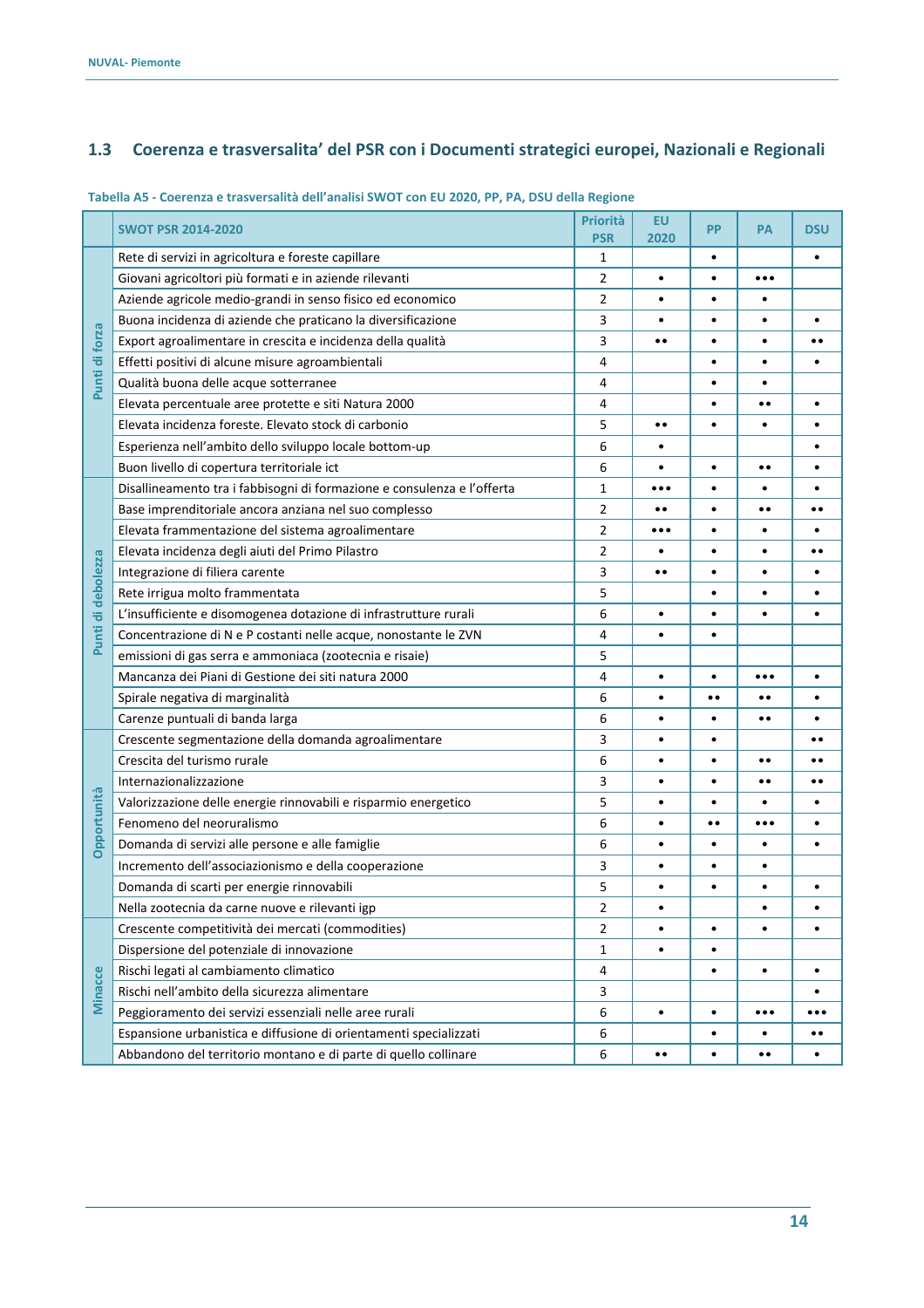## 1.3 Coerenza e trasversalita' del PSR con i Documenti strategici europei, Nazionali e Regionali

**Tabella A5 - Coerenza e trasversalità dell'analisi SWOT con EU 2020, PP, PA, DSU della Regione**

| | SWOT PSR 2014-2020 | Priorità PSR | EU 2020 | PP | PA | DSU |
|---|---|---|---|---|---|---|
| Punti di forza | Rete di servizi in agricoltura e foreste capillare | 1 | | • | | • |
| | Giovani agricoltori più formati e in aziende rilevanti | 2 | • | • | ••• | |
| | Aziende agricole medio-grandi in senso fisico ed economico | 2 | • | • | • | |
| | Buona incidenza di aziende che praticano la diversificazione | 3 | • | • | • | • |
| | Export agroalimentare in crescita e incidenza della qualità | 3 | •• | • | • | •• |
| | Effetti positivi di alcune misure agroambientali | 4 | | • | • | • |
| | Qualità buona delle acque sotterranee | 4 | | • | • | |
| | Elevata percentuale aree protette e siti Natura 2000 | 4 | | • | •• | • |
| | Elevata incidenza foreste. Elevato stock di carbonio | 5 | •• | • | • | • |
| | Esperienza nell'ambito dello sviluppo locale bottom-up | 6 | • | | | • |
| | Buon livello di copertura territoriale ict | 6 | • | • | •• | • |
| Punti di debolezza | Disallineamento tra i fabbisogni di formazione e consulenza e l'offerta | 1 | ••• | • | • | • |
| | Base imprenditoriale ancora anziana nel suo complesso | 2 | •• | • | •• | •• |
| | Elevata frammentazione del sistema agroalimentare | 2 | ••• | • | • | • |
| | Elevata incidenza degli aiuti del Primo Pilastro | 2 | • | • | • | •• |
| | Integrazione di filiera carente | 3 | •• | • | • | • |
| | Rete irrigua molto frammentata | 5 | | • | • | • |
| | L'insufficiente e disomogenea dotazione di infrastrutture rurali | 6 | • | • | • | • |
| | Concentrazione di N e P costanti nelle acque, nonostante le ZVN | 4 | • | • | | |
| | emissioni di gas serra e ammoniaca (zootecnia e risaie) | 5 | | | | |
| | Mancanza dei Piani di Gestione dei siti natura 2000 | 4 | • | • | ••• | • |
| | Spirale negativa di marginalità | 6 | • | •• | •• | • |
| | Carenze puntuali di banda larga | 6 | • | • | •• | • |
| Opportunità | Crescente segmentazione della domanda agroalimentare | 3 | • | • | | •• |
| | Crescita del turismo rurale | 6 | • | • | •• | •• |
| | Internazionalizzazione | 3 | • | • | •• | •• |
| | Valorizzazione delle energie rinnovabili e risparmio energetico | 5 | • | • | • | • |
| | Fenomeno del neoruralismo | 6 | • | •• | ••• | • |
| | Domanda di servizi alle persone e alle famiglie | 6 | • | • | • | • |
| | Incremento dell'associazionismo e della cooperazione | 3 | • | • | • | |
| | Domanda di scarti per energie rinnovabili | 5 | • | • | • | • |
| | Nella zootecnia da carne nuove e rilevanti igp | 2 | • | | • | • |
| Minacce | Crescente competitività dei mercati (commodities) | 2 | • | • | • | • |
| | Dispersione del potenziale di innovazione | 1 | • | • | | |
| | Rischi legati al cambiamento climatico | 4 | | • | • | • |
| | Rischi nell'ambito della sicurezza alimentare | 3 | | | | • |
| | Peggioramento dei servizi essenziali nelle aree rurali | 6 | • | • | ••• | ••• |
| | Espansione urbanistica e diffusione di orientamenti specializzati | 6 | | • | • | •• |
| | Abbandono del territorio montano e di parte di quello collinare | 6 | •• | • | •• | • |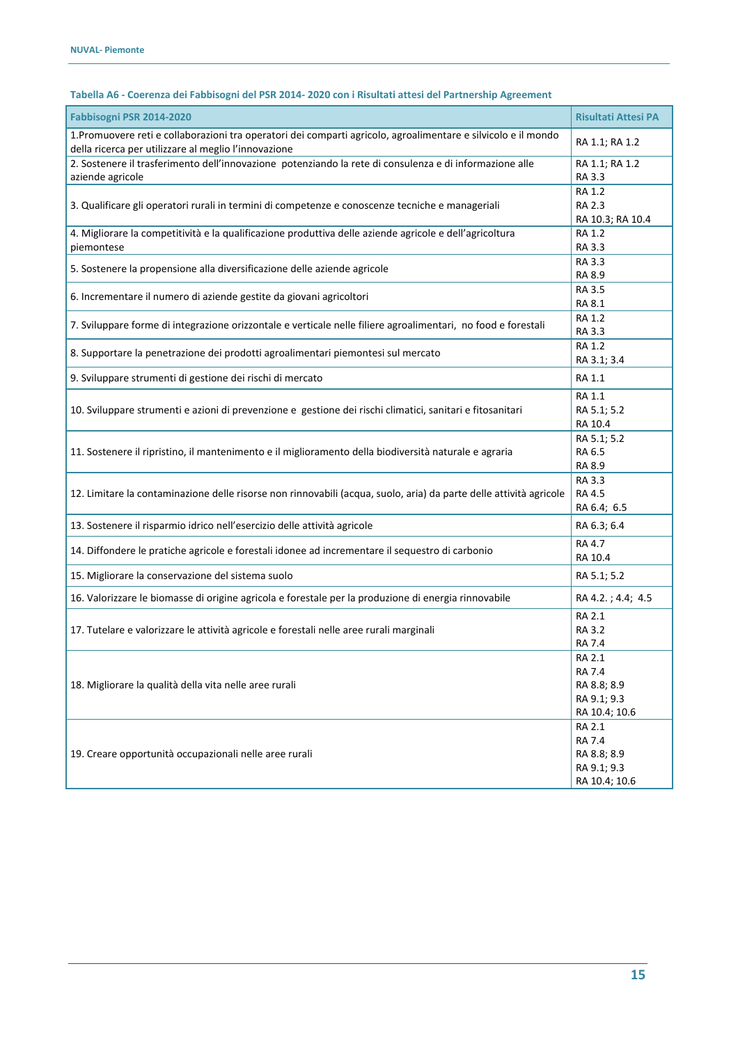**Tabella A6 - Coerenza dei Fabbisogni del PSR 2014- 2020 con i Risultati attesi del Partnership Agreement**

| Fabbisogni PSR 2014-2020 | Risultati Attesi PA |
|---|---|
| 1.Promuovere reti e collaborazioni tra operatori dei comparti agricolo, agroalimentare e silvicolo e il mondo della ricerca per utilizzare al meglio l'innovazione | RA 1.1; RA 1.2 |
| 2. Sostenere il trasferimento dell'innovazione potenziando la rete di consulenza e di informazione alle aziende agricole | RA 1.1; RA 1.2<br>RA 3.3 |
| 3. Qualificare gli operatori rurali in termini di competenze e conoscenze tecniche e manageriali | RA 1.2<br>RA 2.3<br>RA 10.3; RA 10.4 |
| 4. Migliorare la competitività e la qualificazione produttiva delle aziende agricole e dell'agricoltura piemontese | RA 1.2<br>RA 3.3 |
| 5. Sostenere la propensione alla diversificazione delle aziende agricole | RA 3.3<br>RA 8.9 |
| 6. Incrementare il numero di aziende gestite da giovani agricoltori | RA 3.5<br>RA 8.1 |
| 7. Sviluppare forme di integrazione orizzontale e verticale nelle filiere agroalimentari, no food e forestali | RA 1.2<br>RA 3.3 |
| 8. Supportare la penetrazione dei prodotti agroalimentari piemontesi sul mercato | RA 1.2<br>RA 3.1; 3.4 |
| 9. Sviluppare strumenti di gestione dei rischi di mercato | RA 1.1 |
| 10. Sviluppare strumenti e azioni di prevenzione e gestione dei rischi climatici, sanitari e fitosanitari | RA 1.1<br>RA 5.1; 5.2<br>RA 10.4 |
| 11. Sostenere il ripristino, il mantenimento e il miglioramento della biodiversità naturale e agraria | RA 5.1; 5.2<br>RA 6.5<br>RA 8.9 |
| 12. Limitare la contaminazione delle risorse non rinnovabili (acqua, suolo, aria) da parte delle attività agricole | RA 3.3<br>RA 4.5<br>RA 6.4; 6.5 |
| 13. Sostenere il risparmio idrico nell'esercizio delle attività agricole | RA 6.3; 6.4 |
| 14. Diffondere le pratiche agricole e forestali idonee ad incrementare il sequestro di carbonio | RA 4.7<br>RA 10.4 |
| 15. Migliorare la conservazione del sistema suolo | RA 5.1; 5.2 |
| 16. Valorizzare le biomasse di origine agricola e forestale per la produzione di energia rinnovabile | RA 4.2. ; 4.4; 4.5 |
| 17. Tutelare e valorizzare le attività agricole e forestali nelle aree rurali marginali | RA 2.1<br>RA 3.2<br>RA 7.4 |
| 18. Migliorare la qualità della vita nelle aree rurali | RA 2.1<br>RA 7.4<br>RA 8.8; 8.9<br>RA 9.1; 9.3<br>RA 10.4; 10.6 |
| 19. Creare opportunità occupazionali nelle aree rurali | RA 2.1<br>RA 7.4<br>RA 8.8; 8.9<br>RA 9.1; 9.3<br>RA 10.4; 10.6 |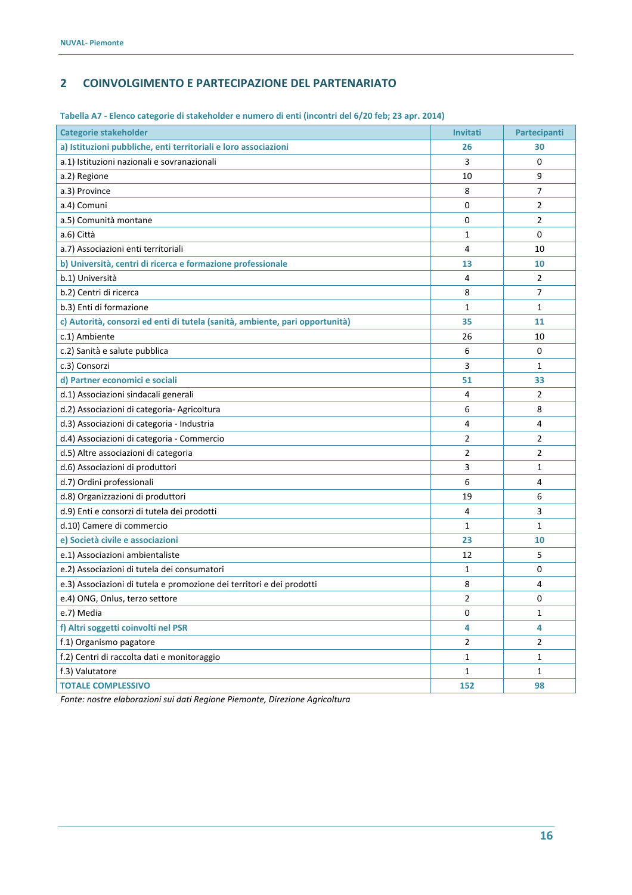## 2 COINVOLGIMENTO E PARTECIPAZIONE DEL PARTENARIATO

**Tabella A7 - Elenco categorie di stakeholder e numero di enti (incontri del 6/20 feb; 23 apr. 2014)**

| Categorie stakeholder | Invitati | Partecipanti |
|---|---|---|
| **a) Istituzioni pubbliche, enti territoriali e loro associazioni** | **26** | **30** |
| a.1) Istituzioni nazionali e sovranazionali | 3 | 0 |
| a.2) Regione | 10 | 9 |
| a.3) Province | 8 | 7 |
| a.4) Comuni | 0 | 2 |
| a.5) Comunità montane | 0 | 2 |
| a.6) Città | 1 | 0 |
| a.7) Associazioni enti territoriali | 4 | 10 |
| **b) Università, centri di ricerca e formazione professionale** | **13** | **10** |
| b.1) Università | 4 | 2 |
| b.2) Centri di ricerca | 8 | 7 |
| b.3) Enti di formazione | 1 | 1 |
| **c) Autorità, consorzi ed enti di tutela (sanità, ambiente, pari opportunità)** | **35** | **11** |
| c.1) Ambiente | 26 | 10 |
| c.2) Sanità e salute pubblica | 6 | 0 |
| c.3) Consorzi | 3 | 1 |
| **d) Partner economici e sociali** | **51** | **33** |
| d.1) Associazioni sindacali generali | 4 | 2 |
| d.2) Associazioni di categoria- Agricoltura | 6 | 8 |
| d.3) Associazioni di categoria - Industria | 4 | 4 |
| d.4) Associazioni di categoria - Commercio | 2 | 2 |
| d.5) Altre associazioni di categoria | 2 | 2 |
| d.6) Associazioni di produttori | 3 | 1 |
| d.7) Ordini professionali | 6 | 4 |
| d.8) Organizzazioni di produttori | 19 | 6 |
| d.9) Enti e consorzi di tutela dei prodotti | 4 | 3 |
| d.10) Camere di commercio | 1 | 1 |
| **e) Società civile e associazioni** | **23** | **10** |
| e.1) Associazioni ambientaliste | 12 | 5 |
| e.2) Associazioni di tutela dei consumatori | 1 | 0 |
| e.3) Associazioni di tutela e promozione dei territori e dei prodotti | 8 | 4 |
| e.4) ONG, Onlus, terzo settore | 2 | 0 |
| e.7) Media | 0 | 1 |
| **f) Altri soggetti coinvolti nel PSR** | **4** | **4** |
| f.1) Organismo pagatore | 2 | 2 |
| f.2) Centri di raccolta dati e monitoraggio | 1 | 1 |
| f.3) Valutatore | 1 | 1 |
| **TOTALE COMPLESSIVO** | **152** | **98** |

*Fonte: nostre elaborazioni sui dati Regione Piemonte, Direzione Agricoltura*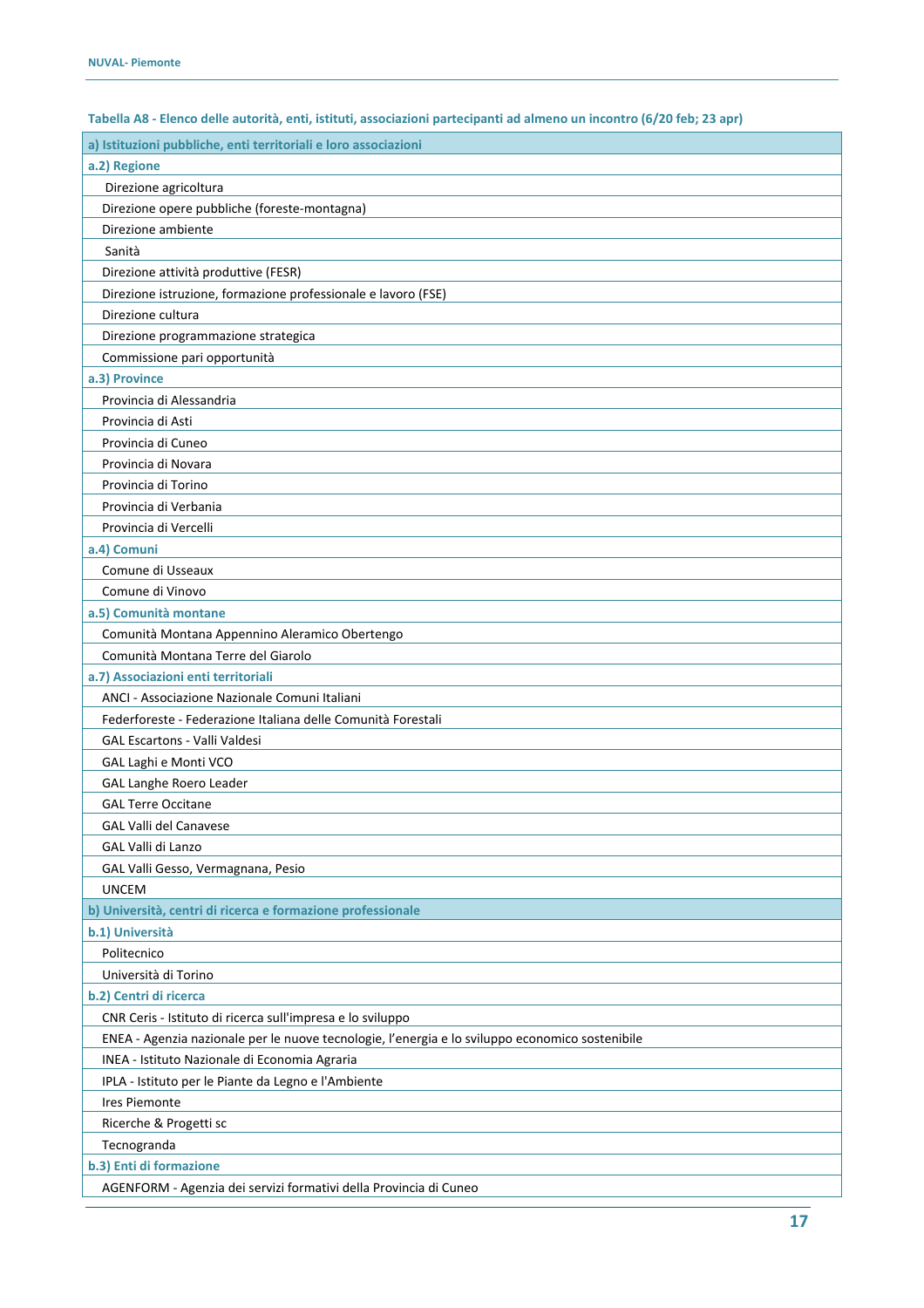**Tabella A8 - Elenco delle autorità, enti, istituti, associazioni partecipanti ad almeno un incontro (6/20 feb; 23 apr)**

| a) Istituzioni pubbliche, enti territoriali e loro associazioni |
|---|
| **a.2) Regione** |
| Direzione agricoltura |
| Direzione opere pubbliche (foreste-montagna) |
| Direzione ambiente |
| Sanità |
| Direzione attività produttive (FESR) |
| Direzione istruzione, formazione professionale e lavoro (FSE) |
| Direzione cultura |
| Direzione programmazione strategica |
| Commissione pari opportunità |
| **a.3) Province** |
| Provincia di Alessandria |
| Provincia di Asti |
| Provincia di Cuneo |
| Provincia di Novara |
| Provincia di Torino |
| Provincia di Verbania |
| Provincia di Vercelli |
| **a.4) Comuni** |
| Comune di Usseaux |
| Comune di Vinovo |
| **a.5) Comunità montane** |
| Comunità Montana Appennino Aleramico Obertengo |
| Comunità Montana Terre del Giarolo |
| **a.7) Associazioni enti territoriali** |
| ANCI - Associazione Nazionale Comuni Italiani |
| Federforeste - Federazione Italiana delle Comunità Forestali |
| GAL Escartons - Valli Valdesi |
| GAL Laghi e Monti VCO |
| GAL Langhe Roero Leader |
| GAL Terre Occitane |
| GAL Valli del Canavese |
| GAL Valli di Lanzo |
| GAL Valli Gesso, Vermagnana, Pesio |
| UNCEM |
| **b) Università, centri di ricerca e formazione professionale** |
| **b.1) Università** |
| Politecnico |
| Università di Torino |
| **b.2) Centri di ricerca** |
| CNR Ceris - Istituto di ricerca sull'impresa e lo sviluppo |
| ENEA - Agenzia nazionale per le nuove tecnologie, l'energia e lo sviluppo economico sostenibile |
| INEA - Istituto Nazionale di Economia Agraria |
| IPLA - Istituto per le Piante da Legno e l'Ambiente |
| Ires Piemonte |
| Ricerche & Progetti sc |
| Tecnogranda |
| **b.3) Enti di formazione** |
| AGENFORM - Agenzia dei servizi formativi della Provincia di Cuneo |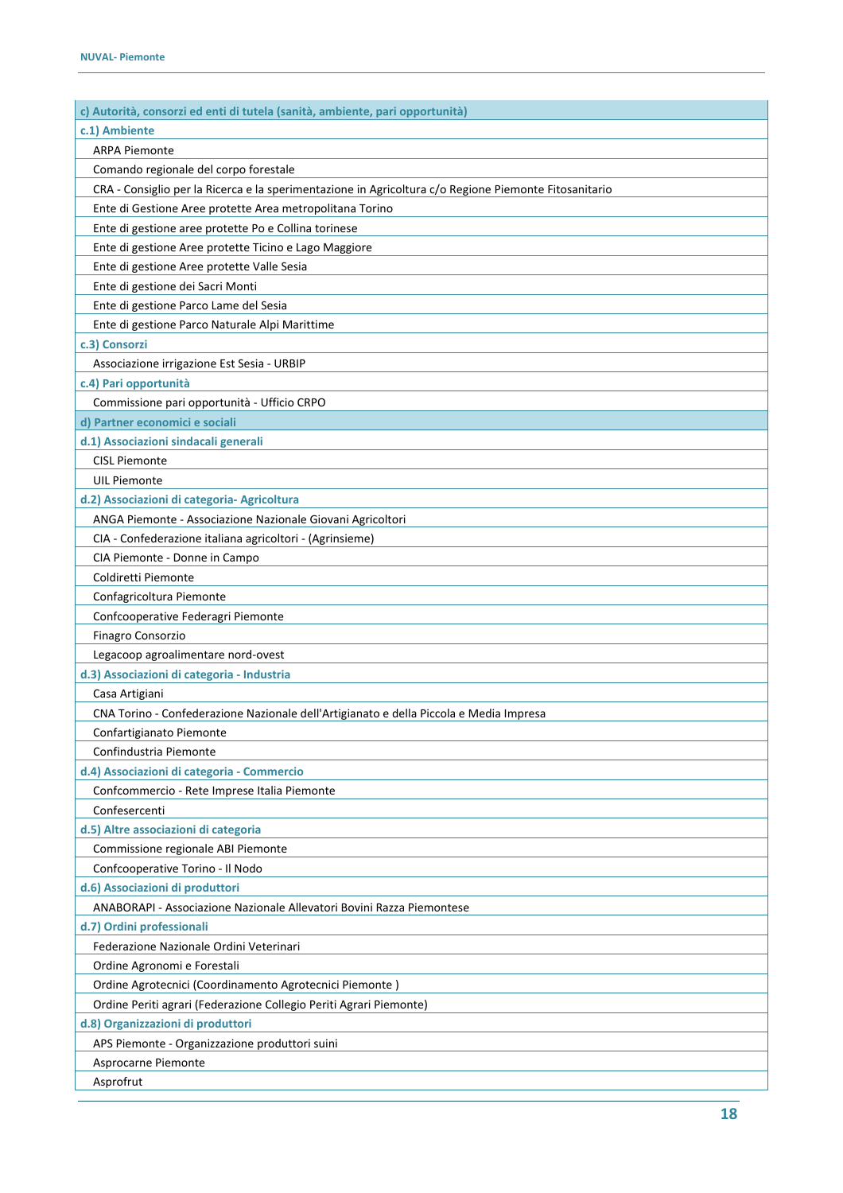| c) Autorità, consorzi ed enti di tutela (sanità, ambiente, pari opportunità) |
|---|
| **c.1) Ambiente** |
| ARPA Piemonte |
| Comando regionale del corpo forestale |
| CRA - Consiglio per la Ricerca e la sperimentazione in Agricoltura c/o Regione Piemonte Fitosanitario |
| Ente di Gestione Aree protette Area metropolitana Torino |
| Ente di gestione aree protette Po e Collina torinese |
| Ente di gestione Aree protette Ticino e Lago Maggiore |
| Ente di gestione Aree protette Valle Sesia |
| Ente di gestione dei Sacri Monti |
| Ente di gestione Parco Lame del Sesia |
| Ente di gestione Parco Naturale Alpi Marittime |
| **c.3) Consorzi** |
| Associazione irrigazione Est Sesia - URBIP |
| **c.4) Pari opportunità** |
| Commissione pari opportunità - Ufficio CRPO |
| **d) Partner economici e sociali** |
| **d.1) Associazioni sindacali generali** |
| CISL Piemonte |
| UIL Piemonte |
| **d.2) Associazioni di categoria- Agricoltura** |
| ANGA Piemonte - Associazione Nazionale Giovani Agricoltori |
| CIA - Confederazione italiana agricoltori - (Agrinsieme) |
| CIA Piemonte - Donne in Campo |
| Coldiretti Piemonte |
| Confagricoltura Piemonte |
| Confcooperative Federagri Piemonte |
| Finagro Consorzio |
| Legacoop agroalimentare nord-ovest |
| **d.3) Associazioni di categoria - Industria** |
| Casa Artigiani |
| CNA Torino - Confederazione Nazionale dell'Artigianato e della Piccola e Media Impresa |
| Confartigianato Piemonte |
| Confindustria Piemonte |
| **d.4) Associazioni di categoria - Commercio** |
| Confcommercio - Rete Imprese Italia Piemonte |
| Confesercenti |
| **d.5) Altre associazioni di categoria** |
| Commissione regionale ABI Piemonte |
| Confcooperative Torino - Il Nodo |
| **d.6) Associazioni di produttori** |
| ANABORAPI - Associazione Nazionale Allevatori Bovini Razza Piemontese |
| **d.7) Ordini professionali** |
| Federazione Nazionale Ordini Veterinari |
| Ordine Agronomi e Forestali |
| Ordine Agrotecnici (Coordinamento Agrotecnici Piemonte ) |
| Ordine Periti agrari (Federazione Collegio Periti Agrari Piemonte) |
| **d.8) Organizzazioni di produttori** |
| APS Piemonte - Organizzazione produttori suini |
| Asprocarne Piemonte |
| Asprofrut |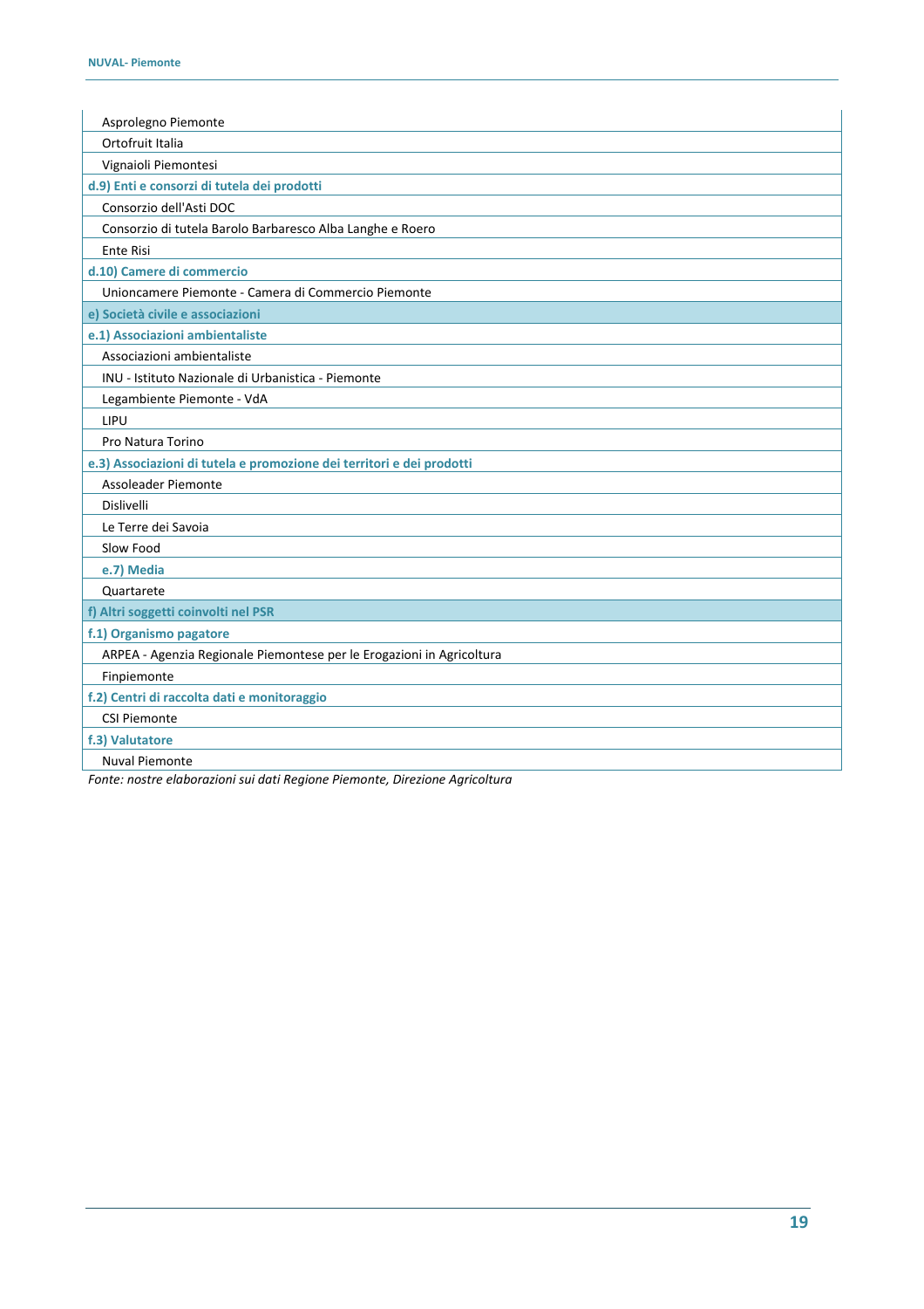| |
|---|
| Asprolegno Piemonte |
| Ortofruit Italia |
| Vignaioli Piemontesi |
| **d.9) Enti e consorzi di tutela dei prodotti** |
| Consorzio dell'Asti DOC |
| Consorzio di tutela Barolo Barbaresco Alba Langhe e Roero |
| Ente Risi |
| **d.10) Camere di commercio** |
| Unioncamere Piemonte - Camera di Commercio Piemonte |
| **e) Società civile e associazioni** |
| **e.1) Associazioni ambientaliste** |
| Associazioni ambientaliste |
| INU - Istituto Nazionale di Urbanistica - Piemonte |
| Legambiente Piemonte - VdA |
| LIPU |
| Pro Natura Torino |
| **e.3) Associazioni di tutela e promozione dei territori e dei prodotti** |
| Assoleader Piemonte |
| Dislivelli |
| Le Terre dei Savoia |
| Slow Food |
| **e.7) Media** |
| Quartarete |
| **f) Altri soggetti coinvolti nel PSR** |
| **f.1) Organismo pagatore** |
| ARPEA - Agenzia Regionale Piemontese per le Erogazioni in Agricoltura |
| Finpiemonte |
| **f.2) Centri di raccolta dati e monitoraggio** |
| CSI Piemonte |
| **f.3) Valutatore** |
| Nuval Piemonte |

*Fonte: nostre elaborazioni sui dati Regione Piemonte, Direzione Agricoltura*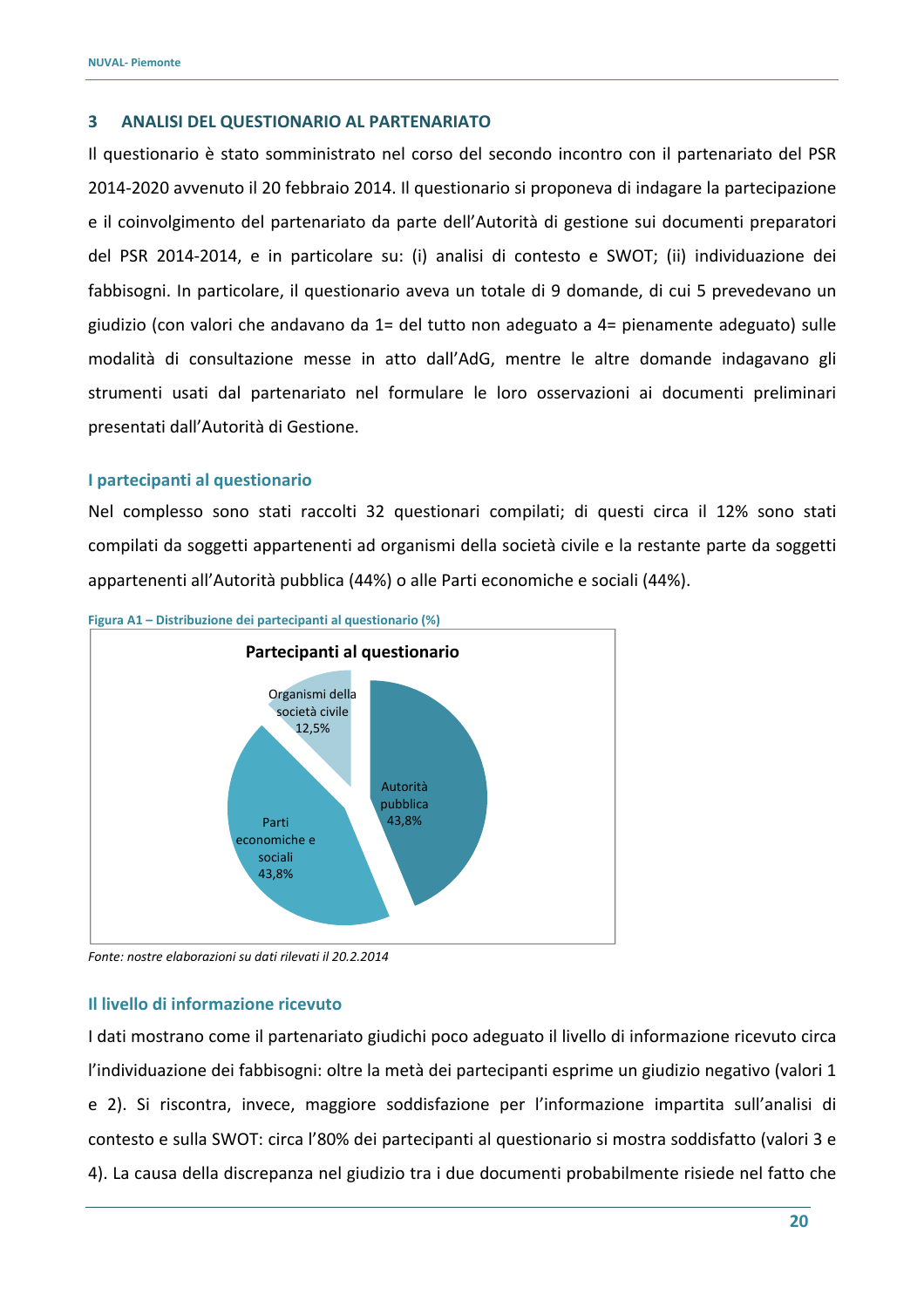## 3 ANALISI DEL QUESTIONARIO AL PARTENARIATO

Il questionario è stato somministrato nel corso del secondo incontro con il partenariato del PSR 2014-2020 avvenuto il 20 febbraio 2014. Il questionario si proponeva di indagare la partecipazione e il coinvolgimento del partenariato da parte dell'Autorità di gestione sui documenti preparatori del PSR 2014-2014, e in particolare su: (i) analisi di contesto e SWOT; (ii) individuazione dei fabbisogni. In particolare, il questionario aveva un totale di 9 domande, di cui 5 prevedevano un giudizio (con valori che andavano da 1= del tutto non adeguato a 4= pienamente adeguato) sulle modalità di consultazione messe in atto dall'AdG, mentre le altre domande indagavano gli strumenti usati dal partenariato nel formulare le loro osservazioni ai documenti preliminari presentati dall'Autorità di Gestione.

### I partecipanti al questionario

Nel complesso sono stati raccolti 32 questionari compilati; di questi circa il 12% sono stati compilati da soggetti appartenenti ad organismi della società civile e la restante parte da soggetti appartenenti all'Autorità pubblica (44%) o alle Parti economiche e sociali (44%).

**Figura A1 – Distribuzione dei partecipanti al questionario (%)**

**Partecipanti al questionario**

| Categoria | % |
|---|---|
| Autorità pubblica | 43,8% |
| Parti economiche e sociali | 43,8% |
| Organismi della società civile | 12,5% |

*Fonte: nostre elaborazioni su dati rilevati il 20.2.2014*

### Il livello di informazione ricevuto

I dati mostrano come il partenariato giudichi poco adeguato il livello di informazione ricevuto circa l'individuazione dei fabbisogni: oltre la metà dei partecipanti esprime un giudizio negativo (valori 1 e 2). Si riscontra, invece, maggiore soddisfazione per l'informazione impartita sull'analisi di contesto e sulla SWOT: circa l'80% dei partecipanti al questionario si mostra soddisfatto (valori 3 e 4). La causa della discrepanza nel giudizio tra i due documenti probabilmente risiede nel fatto che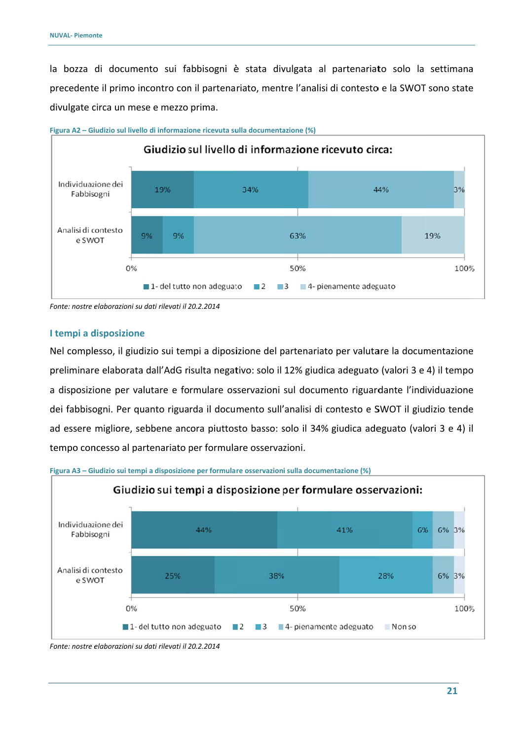la bozza di documento sui fabbisogni è stata divulgata al partenariato solo la settimana precedente il primo incontro con il partenariato, mentre l'analisi di contesto e la SWOT sono state divulgate circa un mese e mezzo prima.

Figura A2 – Giudizio sul livello di informazione ricevuta sulla documentazione (%)

**Giudizio sul livello di informazione ricevuto circa:**

| | 1- del tutto non adeguato | 2 | 3 | 4- pienamente adeguato |
|---|---|---|---|---|
| Individuazione dei Fabbisogni | 19% | 34% | 44% | 3% |
| Analisi di contesto e SWOT | 9% | 9% | 63% | 19% |

*Fonte: nostre elaborazioni su dati rilevati il 20.2.2014*

### I tempi a disposizione

Nel complesso, il giudizio sui tempi a diposizione del partenariato per valutare la documentazione preliminare elaborata dall'AdG risulta negativo: solo il 12% giudica adeguato (valori 3 e 4) il tempo a disposizione per valutare e formulare osservazioni sul documento riguardante l'individuazione dei fabbisogni. Per quanto riguarda il documento sull'analisi di contesto e SWOT il giudizio tende ad essere migliore, sebbene ancora piuttosto basso: solo il 34% giudica adeguato (valori 3 e 4) il tempo concesso al partenariato per formulare osservazioni.

Figura A3 – Giudizio sui tempi a disposizione per formulare osservazioni sulla documentazione (%)

**Giudizio sui tempi a disposizione per formulare osservazioni:**

| | 1- del tutto non adeguato | 2 | 3 | 4- pienamente adeguato | Non so |
|---|---|---|---|---|---|
| Individuazione dei Fabbisogni | 44% | 41% | 6% | 6% | 3% |
| Analisi di contesto e SWOT | 25% | 38% | 28% | 6% | 3% |

*Fonte: nostre elaborazioni su dati rilevati il 20.2.2014*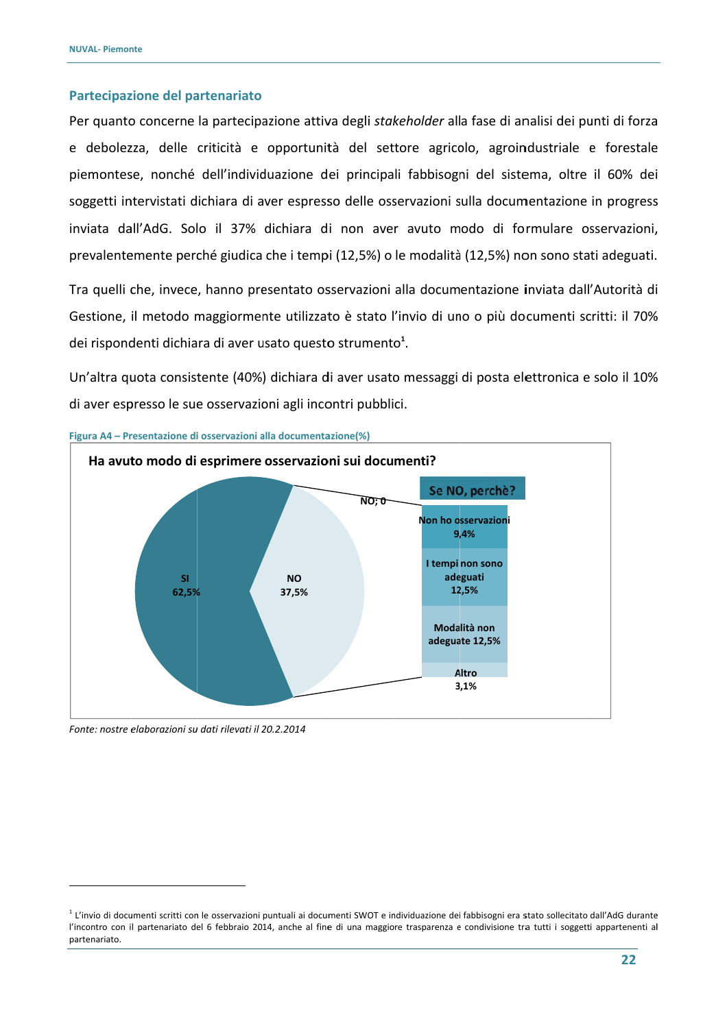### Partecipazione del partenariato

Per quanto concerne la partecipazione attiva degli *stakeholder* alla fase di analisi dei punti di forza e debolezza, delle criticità e opportunità del settore agricolo, agroindustriale e forestale piemontese, nonché dell'individuazione dei principali fabbisogni del sistema, oltre il 60% dei soggetti intervistati dichiara di aver espresso delle osservazioni sulla documentazione in progress inviata dall'AdG. Solo il 37% dichiara di non aver avuto modo di formulare osservazioni, prevalentemente perché giudica che i tempi (12,5%) o le modalità (12,5%) non sono stati adeguati.

Tra quelli che, invece, hanno presentato osservazioni alla documentazione inviata dall'Autorità di Gestione, il metodo maggiormente utilizzato è stato l'invio di uno o più documenti scritti: il 70% dei rispondenti dichiara di aver usato questo strumento[1].

Un'altra quota consistente (40%) dichiara di aver usato messaggi di posta elettronica e solo il 10% di aver espresso le sue osservazioni agli incontri pubblici.

**Figura A4 – Presentazione di osservazioni alla documentazione(%)**

**Ha avuto modo di esprimere osservazioni sui documenti?**

| Risposta | % |
|---|---|
| SI | 62,5% |
| NO | 37,5% |

**Se NO, perchè?**

| Motivo | % |
|---|---|
| Non ho osservazioni | 9,4% |
| I tempi non sono adeguati | 12,5% |
| Modalità non adeguate | 12,5% |
| Altro | 3,1% |

*Fonte: nostre elaborazioni su dati rilevati il 20.2.2014*

[1] L'invio di documenti scritti con le osservazioni puntuali ai documenti SWOT e individuazione dei fabbisogni era stato sollecitato dall'AdG durante l'incontro con il partenariato del 6 febbraio 2014, anche al fine di una maggiore trasparenza e condivisione tra tutti i soggetti appartenenti al partenariato.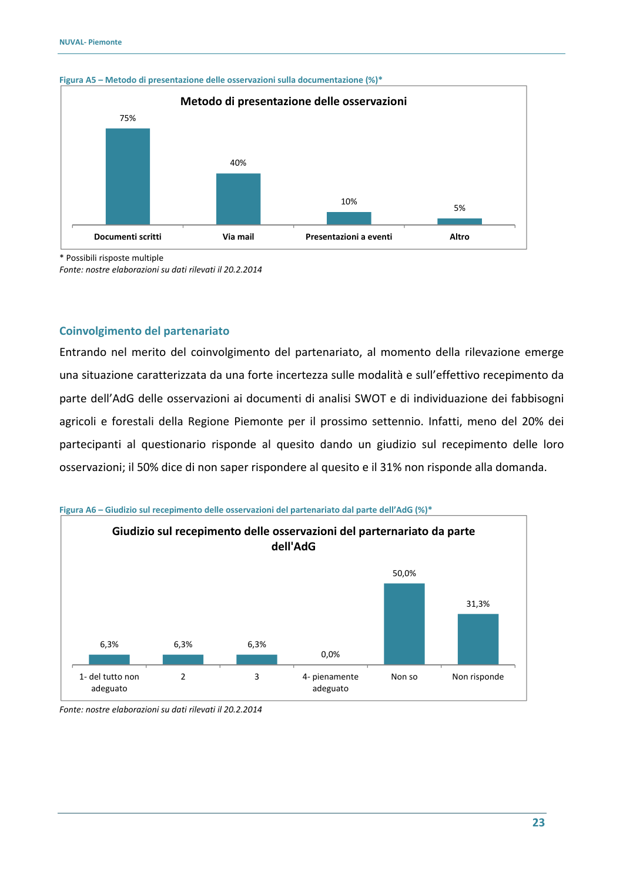Figura A5 – Metodo di presentazione delle osservazioni sulla documentazione (%)*

**Metodo di presentazione delle osservazioni**

| Documenti scritti | Via mail | Presentazioni a eventi | Altro |
|---|---|---|---|
| 75% | 40% | 10% | 5% |

\* Possibili risposte multiple

*Fonte: nostre elaborazioni su dati rilevati il 20.2.2014*

## Coinvolgimento del partenariato

Entrando nel merito del coinvolgimento del partenariato, al momento della rilevazione emerge una situazione caratterizzata da una forte incertezza sulle modalità e sull'effettivo recepimento da parte dell'AdG delle osservazioni ai documenti di analisi SWOT e di individuazione dei fabbisogni agricoli e forestali della Regione Piemonte per il prossimo settennio. Infatti, meno del 20% dei partecipanti al questionario risponde al quesito dando un giudizio sul recepimento delle loro osservazioni; il 50% dice di non saper rispondere al quesito e il 31% non risponde alla domanda.

Figura A6 – Giudizio sul recepimento delle osservazioni del partenariato dal parte dell'AdG (%)*

**Giudizio sul recepimento delle osservazioni del parternariato da parte dell'AdG**

| 1- del tutto non adeguato | 2 | 3 | 4- pienamente adeguato | Non so | Non risponde |
|---|---|---|---|---|---|
| 6,3% | 6,3% | 6,3% | 0,0% | 50,0% | 31,3% |

*Fonte: nostre elaborazioni su dati rilevati il 20.2.2014*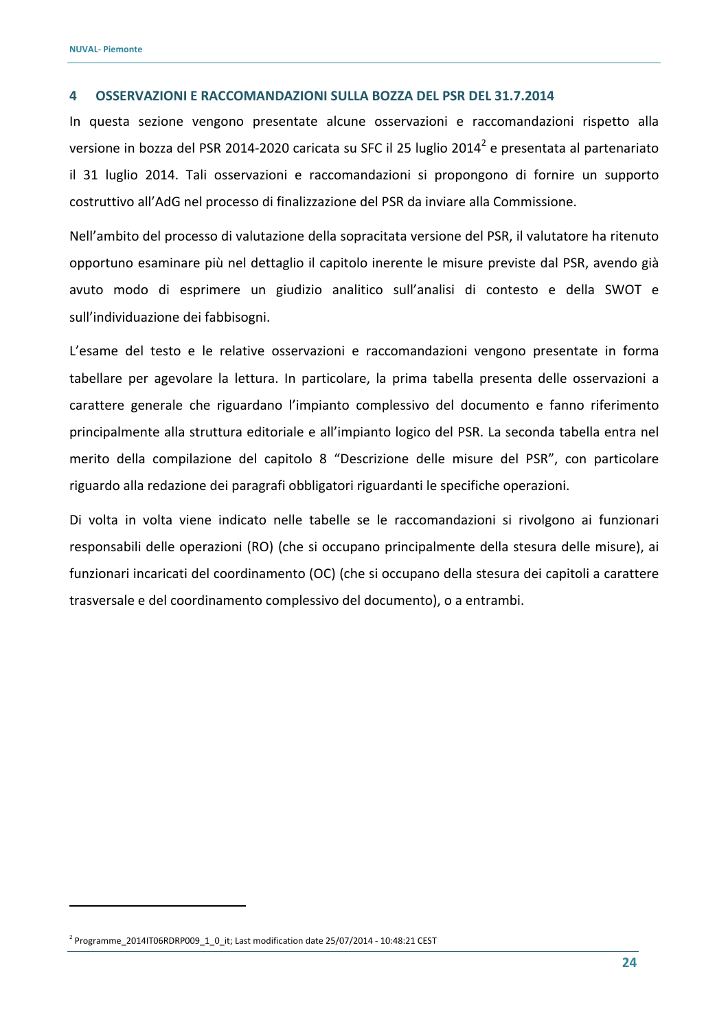## 4 OSSERVAZIONI E RACCOMANDAZIONI SULLA BOZZA DEL PSR DEL 31.7.2014

In questa sezione vengono presentate alcune osservazioni e raccomandazioni rispetto alla versione in bozza del PSR 2014-2020 caricata su SFC il 25 luglio 2014[2] e presentata al partenariato il 31 luglio 2014. Tali osservazioni e raccomandazioni si propongono di fornire un supporto costruttivo all'AdG nel processo di finalizzazione del PSR da inviare alla Commissione.

Nell'ambito del processo di valutazione della sopracitata versione del PSR, il valutatore ha ritenuto opportuno esaminare più nel dettaglio il capitolo inerente le misure previste dal PSR, avendo già avuto modo di esprimere un giudizio analitico sull'analisi di contesto e della SWOT e sull'individuazione dei fabbisogni.

L'esame del testo e le relative osservazioni e raccomandazioni vengono presentate in forma tabellare per agevolare la lettura. In particolare, la prima tabella presenta delle osservazioni a carattere generale che riguardano l'impianto complessivo del documento e fanno riferimento principalmente alla struttura editoriale e all'impianto logico del PSR. La seconda tabella entra nel merito della compilazione del capitolo 8 "Descrizione delle misure del PSR", con particolare riguardo alla redazione dei paragrafi obbligatori riguardanti le specifiche operazioni.

Di volta in volta viene indicato nelle tabelle se le raccomandazioni si rivolgono ai funzionari responsabili delle operazioni (RO) (che si occupano principalmente della stesura delle misure), ai funzionari incaricati del coordinamento (OC) (che si occupano della stesura dei capitoli a carattere trasversale e del coordinamento complessivo del documento), o a entrambi.

---

[2] Programme_2014IT06RDRP009_1_0_it; Last modification date 25/07/2014 - 10:48:21 CEST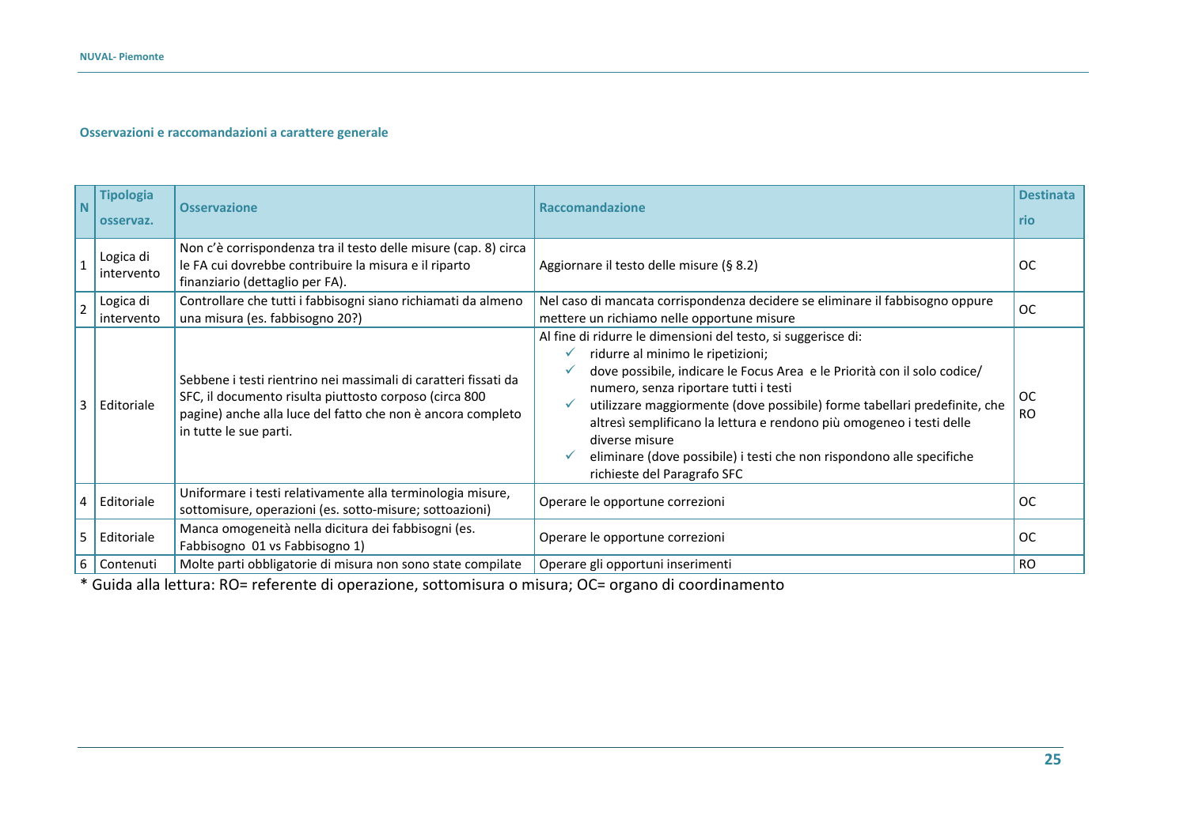### Osservazioni e raccomandazioni a carattere generale

| N | Tipologia osservaz. | Osservazione | Raccomandazione | Destinatario |
|---|---|---|---|---|
| 1 | Logica di intervento | Non c'è corrispondenza tra il testo delle misure (cap. 8) circa le FA cui dovrebbe contribuire la misura e il riparto finanziario (dettaglio per FA). | Aggiornare il testo delle misure (§ 8.2) | OC |
| 2 | Logica di intervento | Controllare che tutti i fabbisogni siano richiamati da almeno una misura (es. fabbisogno 20?) | Nel caso di mancata corrispondenza decidere se eliminare il fabbisogno oppure mettere un richiamo nelle opportune misure | OC |
| 3 | Editoriale | Sebbene i testi rientrino nei massimali di caratteri fissati da SFC, il documento risulta piuttosto corposo (circa 800 pagine) anche alla luce del fatto che non è ancora completo in tutte le sue parti. | Al fine di ridurre le dimensioni del testo, si suggerisce di:<br>✓ ridurre al minimo le ripetizioni;<br>✓ dove possibile, indicare le Focus Area e le Priorità con il solo codice/ numero, senza riportare tutti i testi<br>✓ utilizzare maggiormente (dove possibile) forme tabellari predefinite, che altresì semplificano la lettura e rendono più omogeneo i testi delle diverse misure<br>✓ eliminare (dove possibile) i testi che non rispondono alle specifiche richieste del Paragrafo SFC | OC<br>RO |
| 4 | Editoriale | Uniformare i testi relativamente alla terminologia misure, sottomisure, operazioni (es. sotto-misure; sottoazioni) | Operare le opportune correzioni | OC |
| 5 | Editoriale | Manca omogeneità nella dicitura dei fabbisogni (es. Fabbisogno 01 vs Fabbisogno 1) | Operare le opportune correzioni | OC |
| 6 | Contenuti | Molte parti obbligatorie di misura non sono state compilate | Operare gli opportuni inserimenti | RO |

* Guida alla lettura: RO= referente di operazione, sottomisura o misura; OC= organo di coordinamento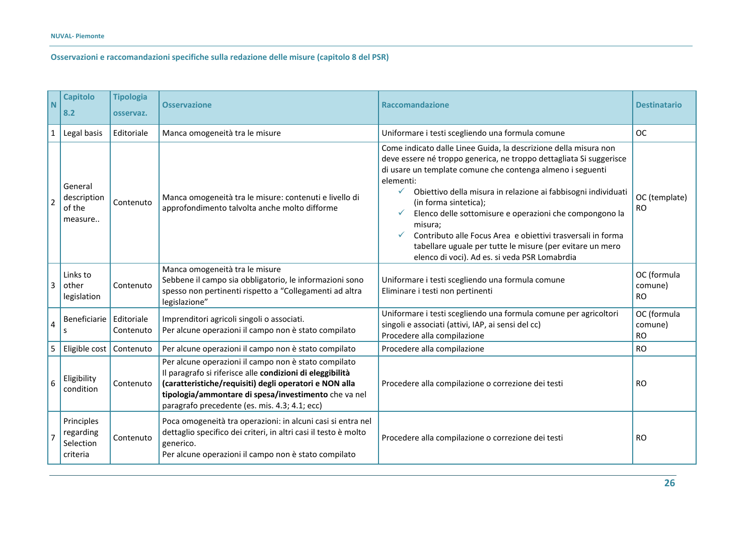## Osservazioni e raccomandazioni specifiche sulla redazione delle misure (capitolo 8 del PSR)

| N | Capitolo 8.2 | Tipologia osservaz. | Osservazione | Raccomandazione | Destinatario |
|---|---|---|---|---|---|
| 1 | Legal basis | Editoriale | Manca omogeneità tra le misure | Uniformare i testi scegliendo una formula comune | OC |
| 2 | General description of the measure.. | Contenuto | Manca omogeneità tra le misure: contenuti e livello di approfondimento talvolta anche molto difforme | Come indicato dalle Linee Guida, la descrizione della misura non deve essere né troppo generica, ne troppo dettagliata Si suggerisce di usare un template comune che contenga almeno i seguenti elementi:<br>✓ Obiettivo della misura in relazione ai fabbisogni individuati (in forma sintetica);<br>✓ Elenco delle sottomisure e operazioni che compongono la misura;<br>✓ Contributo alle Focus Area e obiettivi trasversali in forma tabellare uguale per tutte le misure (per evitare un mero elenco di voci). Ad es. si veda PSR Lomabrdia | OC (template)<br>RO |
| 3 | Links to other legislation | Contenuto | Manca omogeneità tra le misure<br>Sebbene il campo sia obbligatorio, le informazioni sono spesso non pertinenti rispetto a "Collegamenti ad altra legislazione" | Uniformare i testi scegliendo una formula comune<br>Eliminare i testi non pertinenti | OC (formula comune)<br>RO |
| 4 | Beneficiaries | Editoriale<br>Contenuto | Imprenditori agricoli singoli o associati.<br>Per alcune operazioni il campo non è stato compilato | Uniformare i testi scegliendo una formula comune per agricoltori singoli e associati (attivi, IAP, ai sensi del cc)<br>Procedere alla compilazione | OC (formula comune)<br>RO |
| 5 | Eligible cost | Contenuto | Per alcune operazioni il campo non è stato compilato | Procedere alla compilazione | RO |
| 6 | Eligibility condition | Contenuto | Per alcune operazioni il campo non è stato compilato<br>Il paragrafo si riferisce alle **condizioni di eleggibilità (caratteristiche/requisiti) degli operatori e NON alla tipologia/ammontare di spesa/investimento** che va nel paragrafo precedente (es. mis. 4.3; 4.1; ecc) | Procedere alla compilazione o correzione dei testi | RO |
| 7 | Principles regarding Selection criteria | Contenuto | Poca omogeneità tra operazioni: in alcuni casi si entra nel dettaglio specifico dei criteri, in altri casi il testo è molto generico.<br>Per alcune operazioni il campo non è stato compilato | Procedere alla compilazione o correzione dei testi | RO |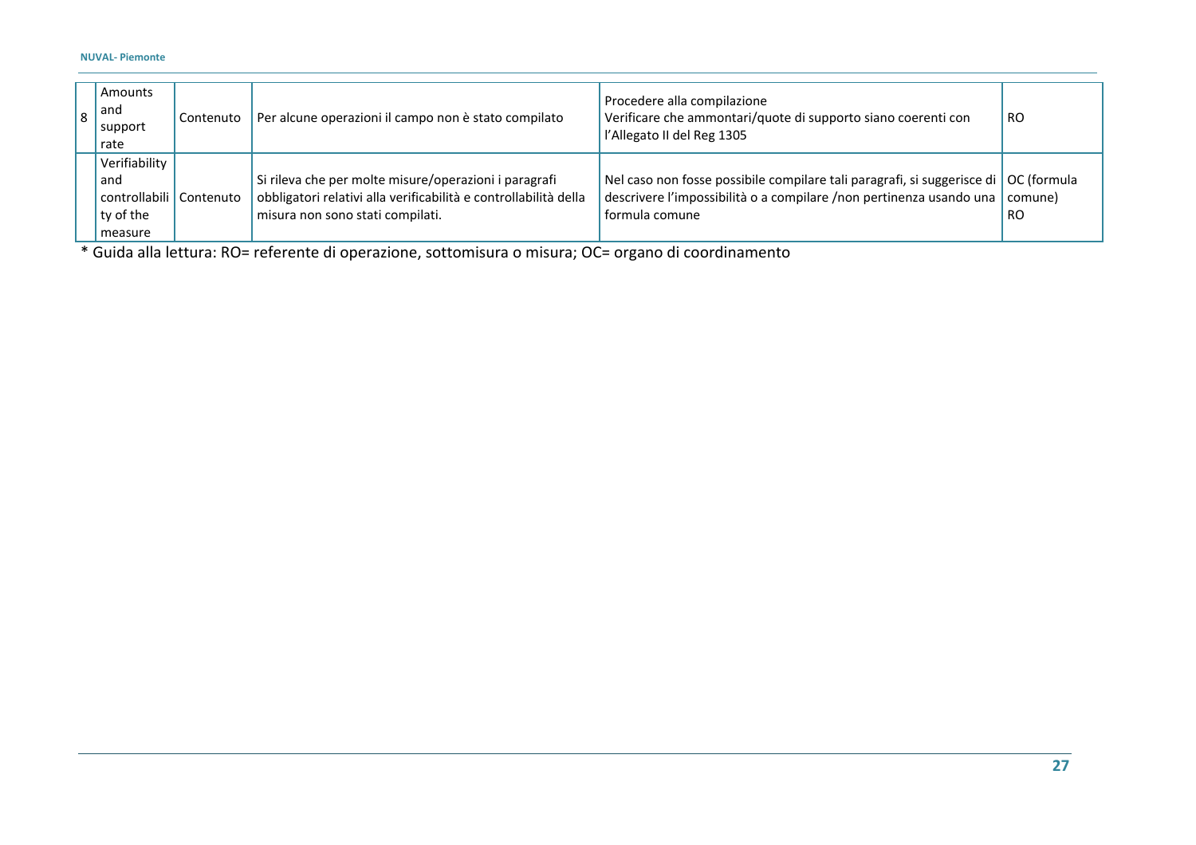| | | | | | |
|---|---|---|---|---|---|
| 8 | Amounts and support rate | Contenuto | Per alcune operazioni il campo non è stato compilato | Procedere alla compilazione<br>Verificare che ammontari/quote di supporto siano coerenti con l'Allegato II del Reg 1305 | RO |
| | Verifiability and controllability of the measure | Contenuto | Si rileva che per molte misure/operazioni i paragrafi obbligatori relativi alla verificabilità e controllabilità della misura non sono stati compilati. | Nel caso non fosse possibile compilare tali paragrafi, si suggerisce di descrivere l'impossibilità o a compilare /non pertinenza usando una formula comune | OC (formula comune)<br>RO |

* Guida alla lettura: RO= referente di operazione, sottomisura o misura; OC= organo di coordinamento